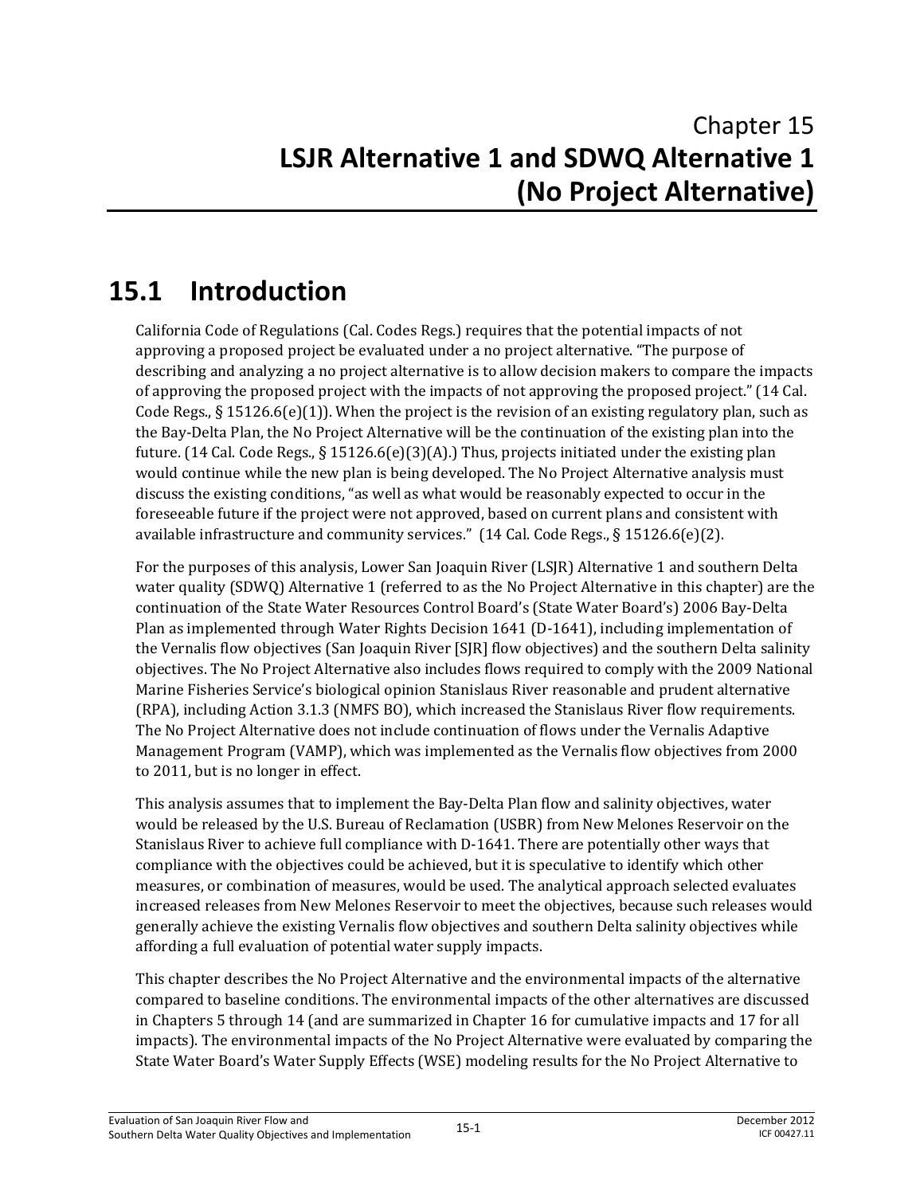# Chapter 15
# LSJR Alternative 1 and SDWQ Alternative 1 (No Project Alternative)

## 15.1 Introduction

California Code of Regulations (Cal. Codes Regs.) requires that the potential impacts of not approving a proposed project be evaluated under a no project alternative. "The purpose of describing and analyzing a no project alternative is to allow decision makers to compare the impacts of approving the proposed project with the impacts of not approving the proposed project." (14 Cal. Code Regs., § 15126.6(e)(1)). When the project is the revision of an existing regulatory plan, such as the Bay-Delta Plan, the No Project Alternative will be the continuation of the existing plan into the future. (14 Cal. Code Regs., § 15126.6(e)(3)(A).) Thus, projects initiated under the existing plan would continue while the new plan is being developed. The No Project Alternative analysis must discuss the existing conditions, "as well as what would be reasonably expected to occur in the foreseeable future if the project were not approved, based on current plans and consistent with available infrastructure and community services." (14 Cal. Code Regs., § 15126.6(e)(2).

For the purposes of this analysis, Lower San Joaquin River (LSJR) Alternative 1 and southern Delta water quality (SDWQ) Alternative 1 (referred to as the No Project Alternative in this chapter) are the continuation of the State Water Resources Control Board's (State Water Board's) 2006 Bay-Delta Plan as implemented through Water Rights Decision 1641 (D-1641), including implementation of the Vernalis flow objectives (San Joaquin River [SJR] flow objectives) and the southern Delta salinity objectives. The No Project Alternative also includes flows required to comply with the 2009 National Marine Fisheries Service's biological opinion Stanislaus River reasonable and prudent alternative (RPA), including Action 3.1.3 (NMFS BO), which increased the Stanislaus River flow requirements. The No Project Alternative does not include continuation of flows under the Vernalis Adaptive Management Program (VAMP), which was implemented as the Vernalis flow objectives from 2000 to 2011, but is no longer in effect.

This analysis assumes that to implement the Bay-Delta Plan flow and salinity objectives, water would be released by the U.S. Bureau of Reclamation (USBR) from New Melones Reservoir on the Stanislaus River to achieve full compliance with D-1641. There are potentially other ways that compliance with the objectives could be achieved, but it is speculative to identify which other measures, or combination of measures, would be used. The analytical approach selected evaluates increased releases from New Melones Reservoir to meet the objectives, because such releases would generally achieve the existing Vernalis flow objectives and southern Delta salinity objectives while affording a full evaluation of potential water supply impacts.

This chapter describes the No Project Alternative and the environmental impacts of the alternative compared to baseline conditions. The environmental impacts of the other alternatives are discussed in Chapters 5 through 14 (and are summarized in Chapter 16 for cumulative impacts and 17 for all impacts). The environmental impacts of the No Project Alternative were evaluated by comparing the State Water Board's Water Supply Effects (WSE) modeling results for the No Project Alternative to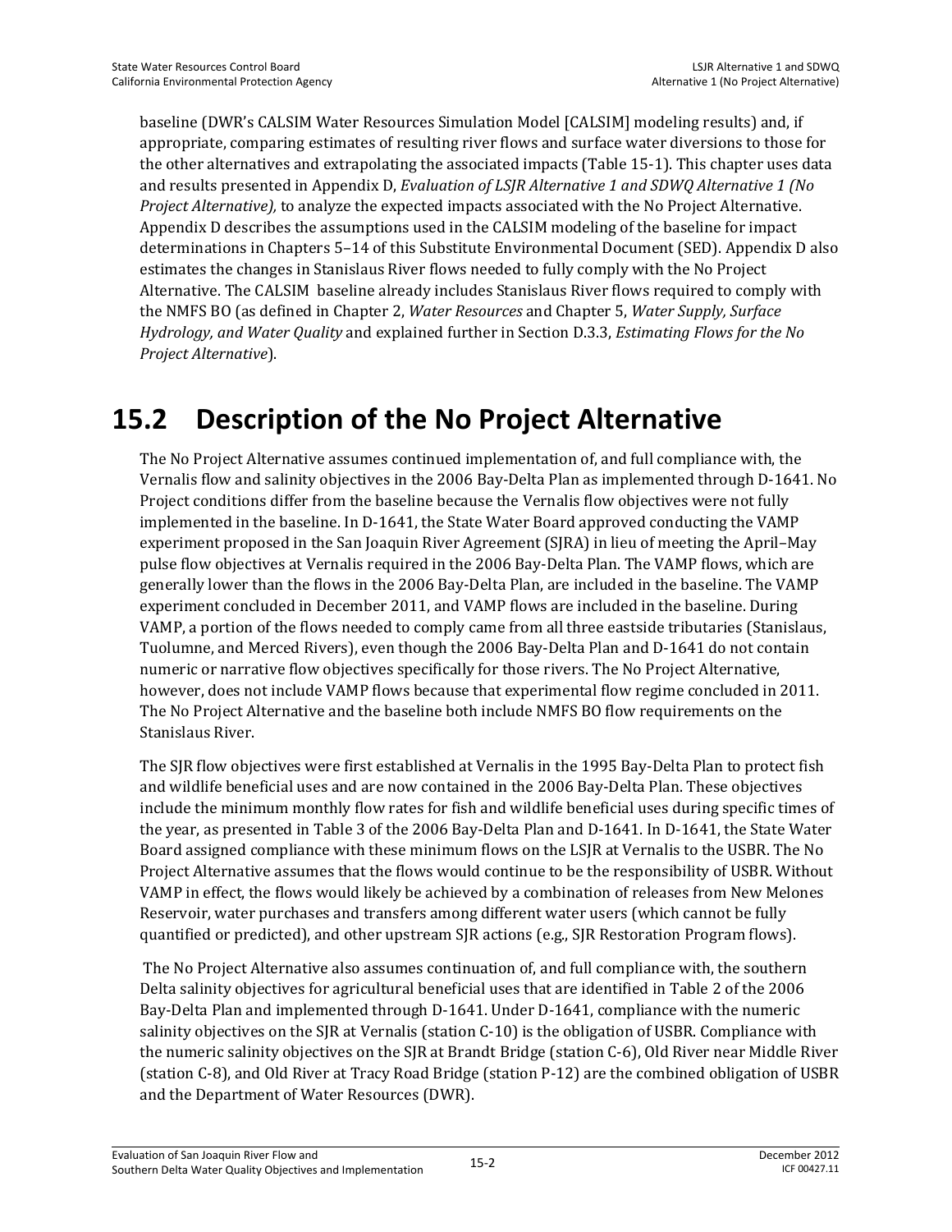baseline (DWR's CALSIM Water Resources Simulation Model [CALSIM] modeling results) and, if appropriate, comparing estimates of resulting river flows and surface water diversions to those for the other alternatives and extrapolating the associated impacts (Table 15-1). This chapter uses data and results presented in Appendix D, *Evaluation of LSJR Alternative 1 and SDWQ Alternative 1 (No Project Alternative),* to analyze the expected impacts associated with the No Project Alternative. Appendix D describes the assumptions used in the CALSIM modeling of the baseline for impact determinations in Chapters 5–14 of this Substitute Environmental Document (SED). Appendix D also estimates the changes in Stanislaus River flows needed to fully comply with the No Project Alternative. The CALSIM baseline already includes Stanislaus River flows required to comply with the NMFS BO (as defined in Chapter 2, *Water Resources* and Chapter 5, *Water Supply, Surface Hydrology, and Water Quality* and explained further in Section D.3.3, *Estimating Flows for the No Project Alternative*).

# 15.2 Description of the No Project Alternative

The No Project Alternative assumes continued implementation of, and full compliance with, the Vernalis flow and salinity objectives in the 2006 Bay-Delta Plan as implemented through D-1641. No Project conditions differ from the baseline because the Vernalis flow objectives were not fully implemented in the baseline. In D-1641, the State Water Board approved conducting the VAMP experiment proposed in the San Joaquin River Agreement (SJRA) in lieu of meeting the April–May pulse flow objectives at Vernalis required in the 2006 Bay-Delta Plan. The VAMP flows, which are generally lower than the flows in the 2006 Bay-Delta Plan, are included in the baseline. The VAMP experiment concluded in December 2011, and VAMP flows are included in the baseline. During VAMP, a portion of the flows needed to comply came from all three eastside tributaries (Stanislaus, Tuolumne, and Merced Rivers), even though the 2006 Bay-Delta Plan and D-1641 do not contain numeric or narrative flow objectives specifically for those rivers. The No Project Alternative, however, does not include VAMP flows because that experimental flow regime concluded in 2011. The No Project Alternative and the baseline both include NMFS BO flow requirements on the Stanislaus River.

The SJR flow objectives were first established at Vernalis in the 1995 Bay-Delta Plan to protect fish and wildlife beneficial uses and are now contained in the 2006 Bay-Delta Plan. These objectives include the minimum monthly flow rates for fish and wildlife beneficial uses during specific times of the year, as presented in Table 3 of the 2006 Bay-Delta Plan and D-1641. In D-1641, the State Water Board assigned compliance with these minimum flows on the LSJR at Vernalis to the USBR. The No Project Alternative assumes that the flows would continue to be the responsibility of USBR. Without VAMP in effect, the flows would likely be achieved by a combination of releases from New Melones Reservoir, water purchases and transfers among different water users (which cannot be fully quantified or predicted), and other upstream SJR actions (e.g., SJR Restoration Program flows).

The No Project Alternative also assumes continuation of, and full compliance with, the southern Delta salinity objectives for agricultural beneficial uses that are identified in Table 2 of the 2006 Bay-Delta Plan and implemented through D-1641. Under D-1641, compliance with the numeric salinity objectives on the SJR at Vernalis (station C-10) is the obligation of USBR. Compliance with the numeric salinity objectives on the SJR at Brandt Bridge (station C-6), Old River near Middle River (station C-8), and Old River at Tracy Road Bridge (station P-12) are the combined obligation of USBR and the Department of Water Resources (DWR).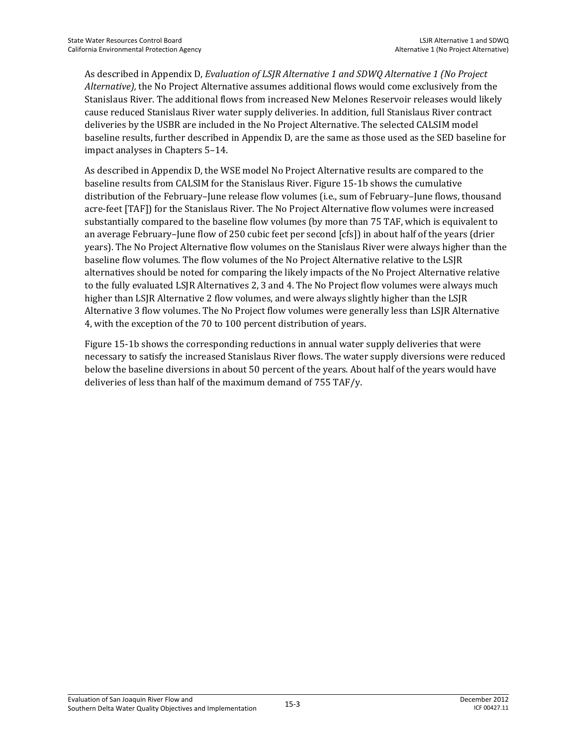As described in Appendix D, *Evaluation of LSJR Alternative 1 and SDWQ Alternative 1 (No Project Alternative),* the No Project Alternative assumes additional flows would come exclusively from the Stanislaus River. The additional flows from increased New Melones Reservoir releases would likely cause reduced Stanislaus River water supply deliveries. In addition, full Stanislaus River contract deliveries by the USBR are included in the No Project Alternative. The selected CALSIM model baseline results, further described in Appendix D, are the same as those used as the SED baseline for impact analyses in Chapters 5–14.

As described in Appendix D, the WSE model No Project Alternative results are compared to the baseline results from CALSIM for the Stanislaus River. Figure 15-1b shows the cumulative distribution of the February–June release flow volumes (i.e., sum of February–June flows, thousand acre-feet [TAF]) for the Stanislaus River. The No Project Alternative flow volumes were increased substantially compared to the baseline flow volumes (by more than 75 TAF, which is equivalent to an average February–June flow of 250 cubic feet per second [cfs]) in about half of the years (drier years). The No Project Alternative flow volumes on the Stanislaus River were always higher than the baseline flow volumes. The flow volumes of the No Project Alternative relative to the LSJR alternatives should be noted for comparing the likely impacts of the No Project Alternative relative to the fully evaluated LSJR Alternatives 2, 3 and 4. The No Project flow volumes were always much higher than LSJR Alternative 2 flow volumes, and were always slightly higher than the LSJR Alternative 3 flow volumes. The No Project flow volumes were generally less than LSJR Alternative 4, with the exception of the 70 to 100 percent distribution of years.

Figure 15-1b shows the corresponding reductions in annual water supply deliveries that were necessary to satisfy the increased Stanislaus River flows. The water supply diversions were reduced below the baseline diversions in about 50 percent of the years. About half of the years would have deliveries of less than half of the maximum demand of 755 TAF/y.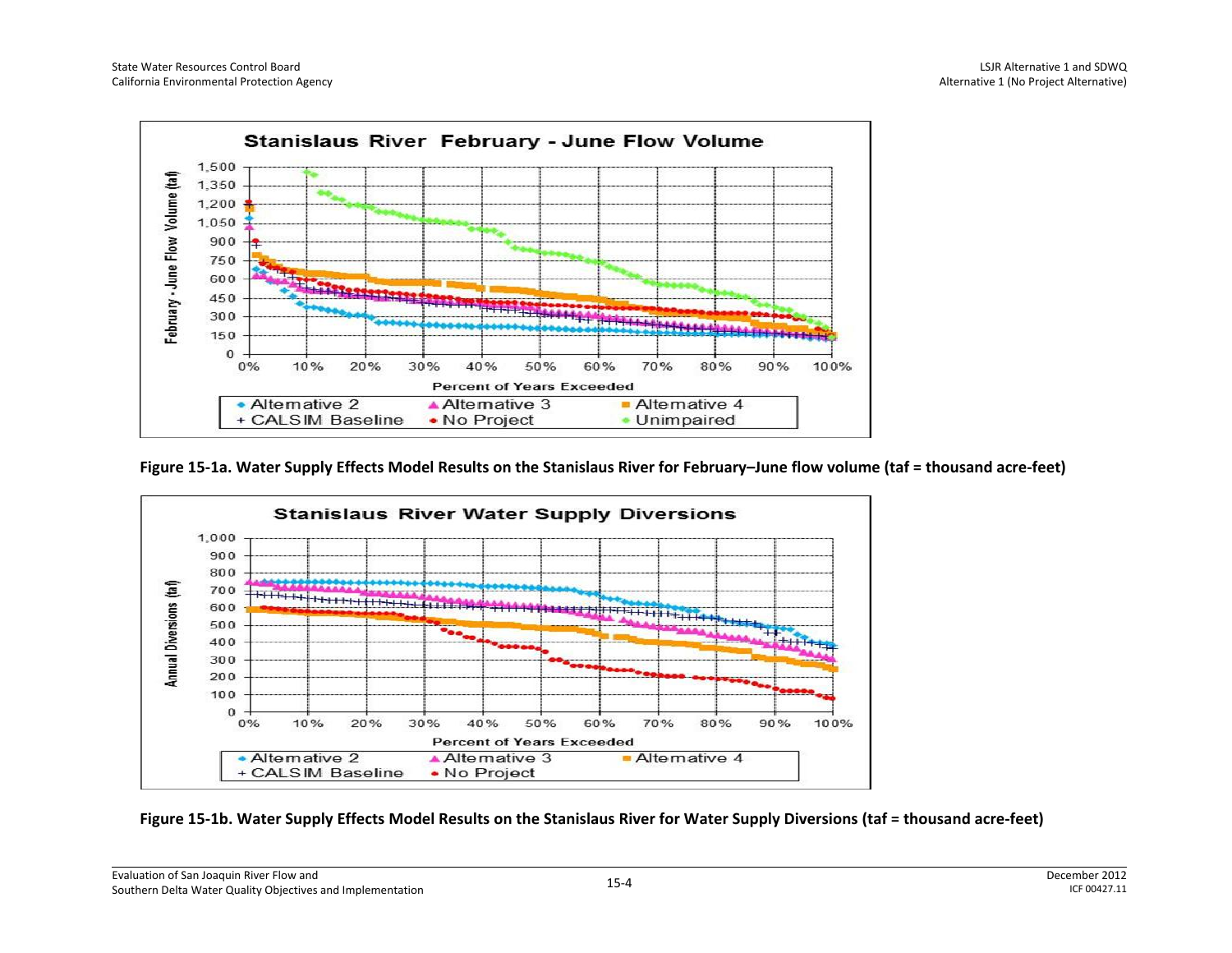Figure 15-1a. Water Supply Effects Model Results on the Stanislaus River for February–June flow volume (taf = thousand acre-feet)

Figure 15-1b. Water Supply Effects Model Results on the Stanislaus River for Water Supply Diversions (taf = thousand acre-feet)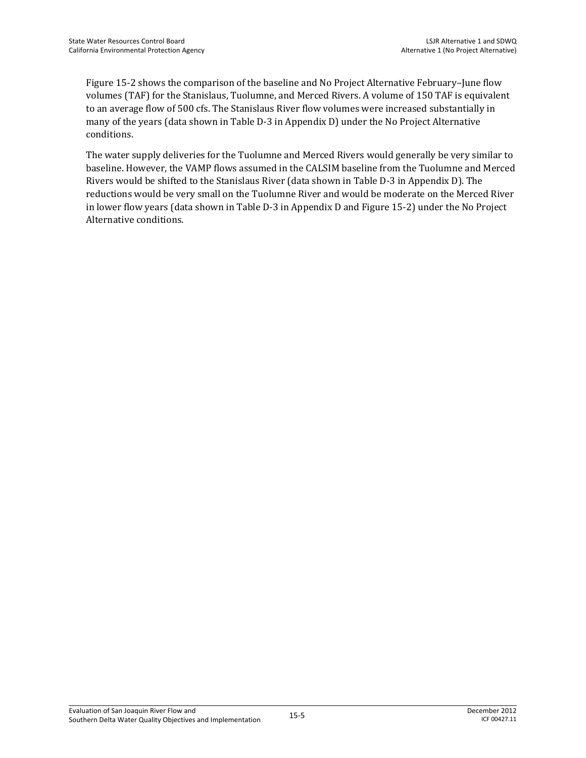Figure 15-2 shows the comparison of the baseline and No Project Alternative February–June flow volumes (TAF) for the Stanislaus, Tuolumne, and Merced Rivers. A volume of 150 TAF is equivalent to an average flow of 500 cfs. The Stanislaus River flow volumes were increased substantially in many of the years (data shown in Table D-3 in Appendix D) under the No Project Alternative conditions.

The water supply deliveries for the Tuolumne and Merced Rivers would generally be very similar to baseline. However, the VAMP flows assumed in the CALSIM baseline from the Tuolumne and Merced Rivers would be shifted to the Stanislaus River (data shown in Table D-3 in Appendix D). The reductions would be very small on the Tuolumne River and would be moderate on the Merced River in lower flow years (data shown in Table D-3 in Appendix D and Figure 15-2) under the No Project Alternative conditions.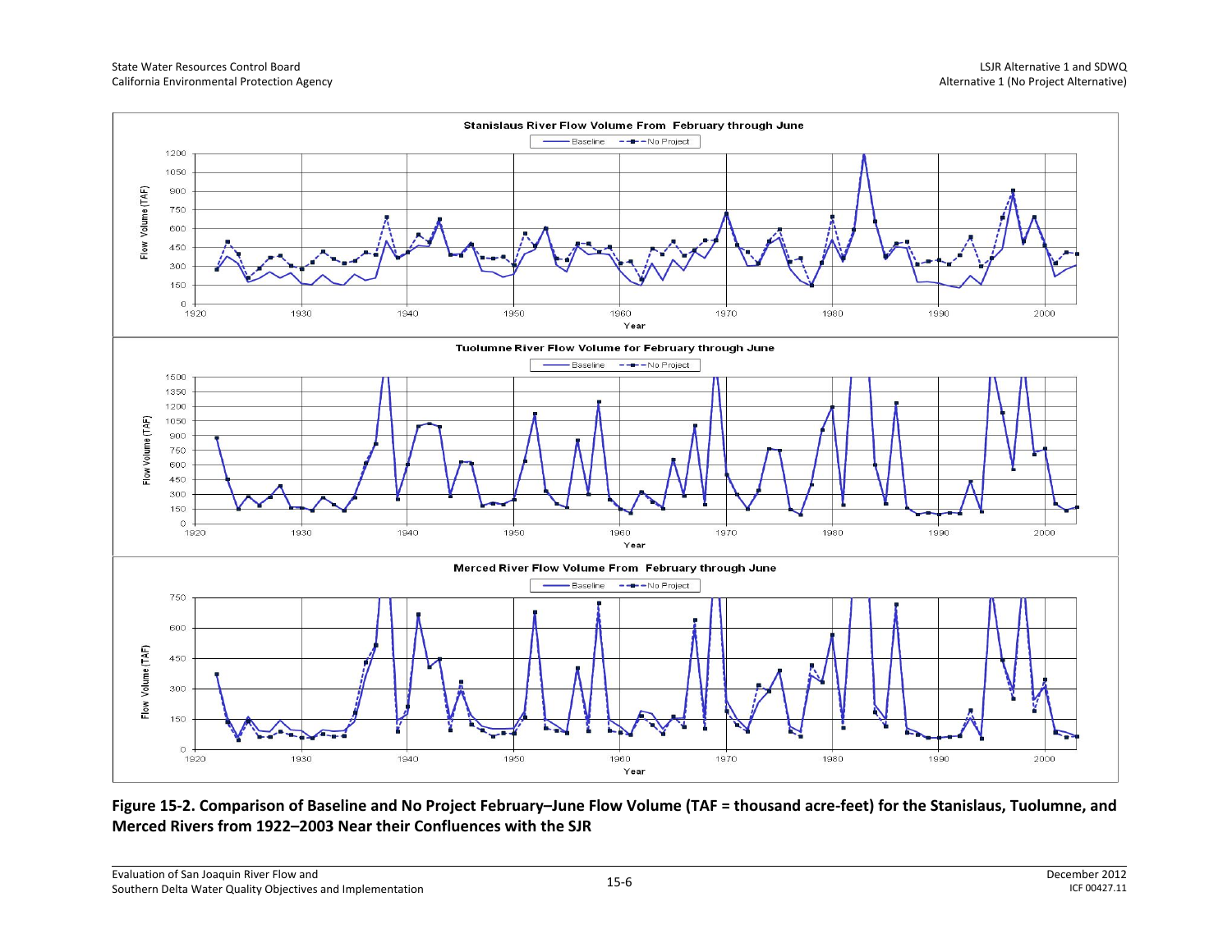Stanislaus River Flow Volume From February through June

Tuolumne River Flow Volume for February through June

Merced River Flow Volume From February through June

**Figure 15-2. Comparison of Baseline and No Project February–June Flow Volume (TAF = thousand acre-feet) for the Stanislaus, Tuolumne, and Merced Rivers from 1922–2003 Near their Confluences with the SJR**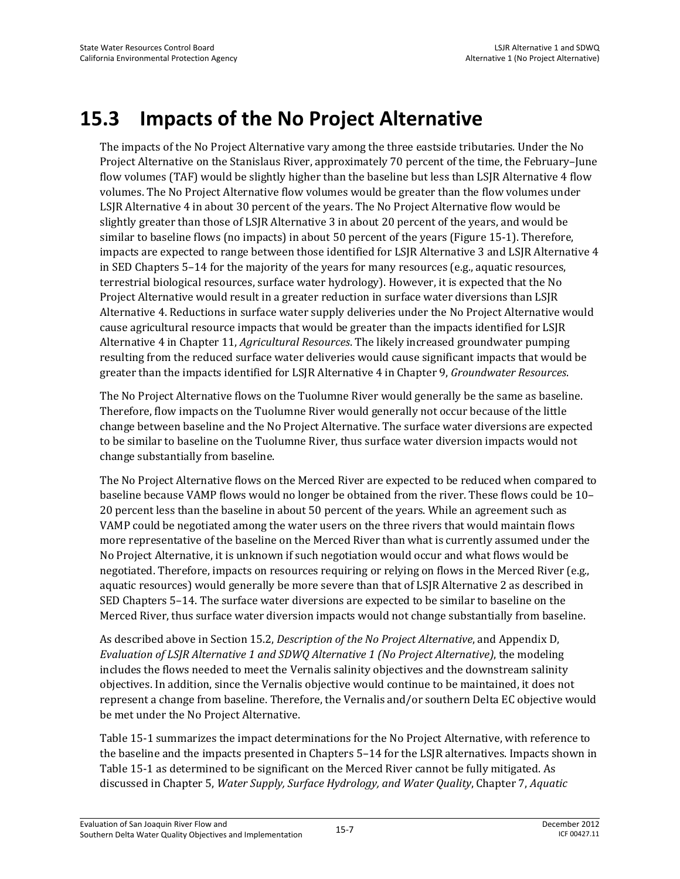# 15.3 Impacts of the No Project Alternative

The impacts of the No Project Alternative vary among the three eastside tributaries. Under the No Project Alternative on the Stanislaus River, approximately 70 percent of the time, the February–June flow volumes (TAF) would be slightly higher than the baseline but less than LSJR Alternative 4 flow volumes. The No Project Alternative flow volumes would be greater than the flow volumes under LSJR Alternative 4 in about 30 percent of the years. The No Project Alternative flow would be slightly greater than those of LSJR Alternative 3 in about 20 percent of the years, and would be similar to baseline flows (no impacts) in about 50 percent of the years (Figure 15-1). Therefore, impacts are expected to range between those identified for LSJR Alternative 3 and LSJR Alternative 4 in SED Chapters 5–14 for the majority of the years for many resources (e.g., aquatic resources, terrestrial biological resources, surface water hydrology). However, it is expected that the No Project Alternative would result in a greater reduction in surface water diversions than LSJR Alternative 4. Reductions in surface water supply deliveries under the No Project Alternative would cause agricultural resource impacts that would be greater than the impacts identified for LSJR Alternative 4 in Chapter 11, *Agricultural Resources*. The likely increased groundwater pumping resulting from the reduced surface water deliveries would cause significant impacts that would be greater than the impacts identified for LSJR Alternative 4 in Chapter 9, *Groundwater Resources*.

The No Project Alternative flows on the Tuolumne River would generally be the same as baseline. Therefore, flow impacts on the Tuolumne River would generally not occur because of the little change between baseline and the No Project Alternative. The surface water diversions are expected to be similar to baseline on the Tuolumne River, thus surface water diversion impacts would not change substantially from baseline.

The No Project Alternative flows on the Merced River are expected to be reduced when compared to baseline because VAMP flows would no longer be obtained from the river. These flows could be 10–20 percent less than the baseline in about 50 percent of the years. While an agreement such as VAMP could be negotiated among the water users on the three rivers that would maintain flows more representative of the baseline on the Merced River than what is currently assumed under the No Project Alternative, it is unknown if such negotiation would occur and what flows would be negotiated. Therefore, impacts on resources requiring or relying on flows in the Merced River (e.g., aquatic resources) would generally be more severe than that of LSJR Alternative 2 as described in SED Chapters 5–14. The surface water diversions are expected to be similar to baseline on the Merced River, thus surface water diversion impacts would not change substantially from baseline.

As described above in Section 15.2, *Description of the No Project Alternative*, and Appendix D, *Evaluation of LSJR Alternative 1 and SDWQ Alternative 1 (No Project Alternative)*, the modeling includes the flows needed to meet the Vernalis salinity objectives and the downstream salinity objectives. In addition, since the Vernalis objective would continue to be maintained, it does not represent a change from baseline. Therefore, the Vernalis and/or southern Delta EC objective would be met under the No Project Alternative.

Table 15-1 summarizes the impact determinations for the No Project Alternative, with reference to the baseline and the impacts presented in Chapters 5–14 for the LSJR alternatives. Impacts shown in Table 15-1 as determined to be significant on the Merced River cannot be fully mitigated. As discussed in Chapter 5, *Water Supply, Surface Hydrology, and Water Quality*, Chapter 7, *Aquatic*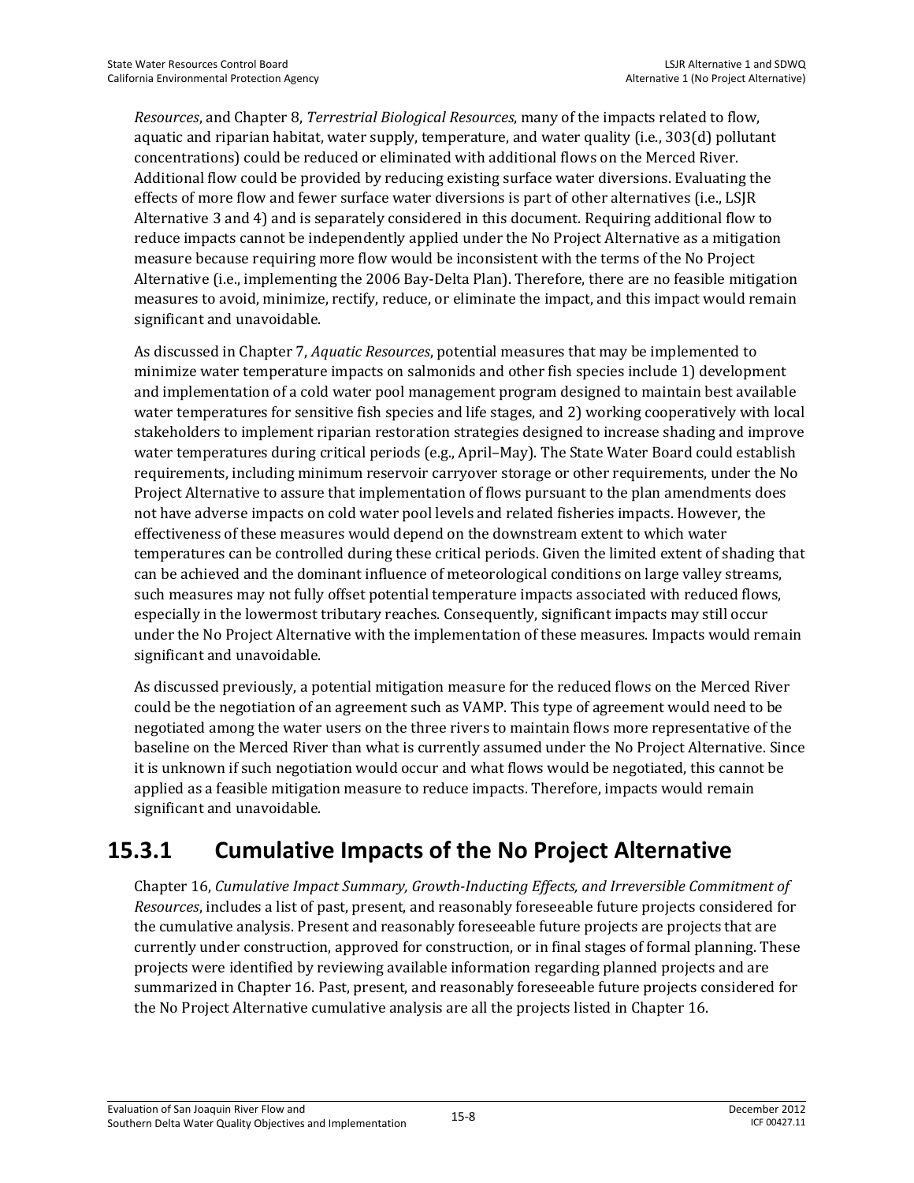*Resources*, and Chapter 8, *Terrestrial Biological Resources*, many of the impacts related to flow, aquatic and riparian habitat, water supply, temperature, and water quality (i.e., 303(d) pollutant concentrations) could be reduced or eliminated with additional flows on the Merced River. Additional flow could be provided by reducing existing surface water diversions. Evaluating the effects of more flow and fewer surface water diversions is part of other alternatives (i.e., LSJR Alternative 3 and 4) and is separately considered in this document. Requiring additional flow to reduce impacts cannot be independently applied under the No Project Alternative as a mitigation measure because requiring more flow would be inconsistent with the terms of the No Project Alternative (i.e., implementing the 2006 Bay-Delta Plan). Therefore, there are no feasible mitigation measures to avoid, minimize, rectify, reduce, or eliminate the impact, and this impact would remain significant and unavoidable.

As discussed in Chapter 7, *Aquatic Resources*, potential measures that may be implemented to minimize water temperature impacts on salmonids and other fish species include 1) development and implementation of a cold water pool management program designed to maintain best available water temperatures for sensitive fish species and life stages, and 2) working cooperatively with local stakeholders to implement riparian restoration strategies designed to increase shading and improve water temperatures during critical periods (e.g., April–May). The State Water Board could establish requirements, including minimum reservoir carryover storage or other requirements, under the No Project Alternative to assure that implementation of flows pursuant to the plan amendments does not have adverse impacts on cold water pool levels and related fisheries impacts. However, the effectiveness of these measures would depend on the downstream extent to which water temperatures can be controlled during these critical periods. Given the limited extent of shading that can be achieved and the dominant influence of meteorological conditions on large valley streams, such measures may not fully offset potential temperature impacts associated with reduced flows, especially in the lowermost tributary reaches. Consequently, significant impacts may still occur under the No Project Alternative with the implementation of these measures. Impacts would remain significant and unavoidable.

As discussed previously, a potential mitigation measure for the reduced flows on the Merced River could be the negotiation of an agreement such as VAMP. This type of agreement would need to be negotiated among the water users on the three rivers to maintain flows more representative of the baseline on the Merced River than what is currently assumed under the No Project Alternative. Since it is unknown if such negotiation would occur and what flows would be negotiated, this cannot be applied as a feasible mitigation measure to reduce impacts. Therefore, impacts would remain significant and unavoidable.

## 15.3.1 Cumulative Impacts of the No Project Alternative

Chapter 16, *Cumulative Impact Summary, Growth-Inducting Effects, and Irreversible Commitment of Resources*, includes a list of past, present, and reasonably foreseeable future projects considered for the cumulative analysis. Present and reasonably foreseeable future projects are projects that are currently under construction, approved for construction, or in final stages of formal planning. These projects were identified by reviewing available information regarding planned projects and are summarized in Chapter 16. Past, present, and reasonably foreseeable future projects considered for the No Project Alternative cumulative analysis are all the projects listed in Chapter 16.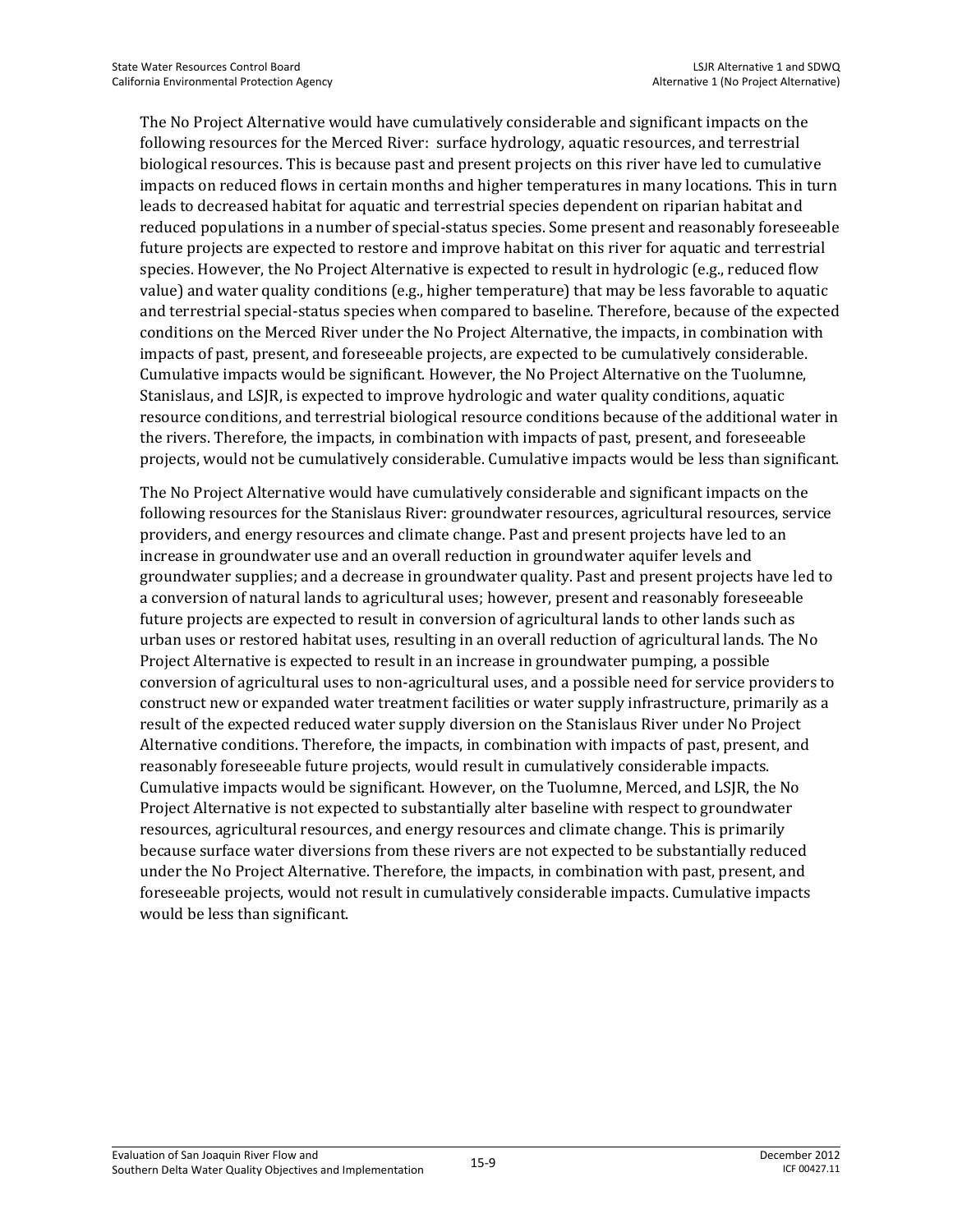The No Project Alternative would have cumulatively considerable and significant impacts on the following resources for the Merced River:  surface hydrology, aquatic resources, and terrestrial biological resources. This is because past and present projects on this river have led to cumulative impacts on reduced flows in certain months and higher temperatures in many locations. This in turn leads to decreased habitat for aquatic and terrestrial species dependent on riparian habitat and reduced populations in a number of special-status species. Some present and reasonably foreseeable future projects are expected to restore and improve habitat on this river for aquatic and terrestrial species. However, the No Project Alternative is expected to result in hydrologic (e.g., reduced flow value) and water quality conditions (e.g., higher temperature) that may be less favorable to aquatic and terrestrial special-status species when compared to baseline. Therefore, because of the expected conditions on the Merced River under the No Project Alternative, the impacts, in combination with impacts of past, present, and foreseeable projects, are expected to be cumulatively considerable. Cumulative impacts would be significant. However, the No Project Alternative on the Tuolumne, Stanislaus, and LSJR, is expected to improve hydrologic and water quality conditions, aquatic resource conditions, and terrestrial biological resource conditions because of the additional water in the rivers. Therefore, the impacts, in combination with impacts of past, present, and foreseeable projects, would not be cumulatively considerable. Cumulative impacts would be less than significant.

The No Project Alternative would have cumulatively considerable and significant impacts on the following resources for the Stanislaus River: groundwater resources, agricultural resources, service providers, and energy resources and climate change. Past and present projects have led to an increase in groundwater use and an overall reduction in groundwater aquifer levels and groundwater supplies; and a decrease in groundwater quality. Past and present projects have led to a conversion of natural lands to agricultural uses; however, present and reasonably foreseeable future projects are expected to result in conversion of agricultural lands to other lands such as urban uses or restored habitat uses, resulting in an overall reduction of agricultural lands. The No Project Alternative is expected to result in an increase in groundwater pumping, a possible conversion of agricultural uses to non-agricultural uses, and a possible need for service providers to construct new or expanded water treatment facilities or water supply infrastructure, primarily as a result of the expected reduced water supply diversion on the Stanislaus River under No Project Alternative conditions. Therefore, the impacts, in combination with impacts of past, present, and reasonably foreseeable future projects, would result in cumulatively considerable impacts. Cumulative impacts would be significant. However, on the Tuolumne, Merced, and LSJR, the No Project Alternative is not expected to substantially alter baseline with respect to groundwater resources, agricultural resources, and energy resources and climate change. This is primarily because surface water diversions from these rivers are not expected to be substantially reduced under the No Project Alternative. Therefore, the impacts, in combination with past, present, and foreseeable projects, would not result in cumulatively considerable impacts. Cumulative impacts would be less than significant.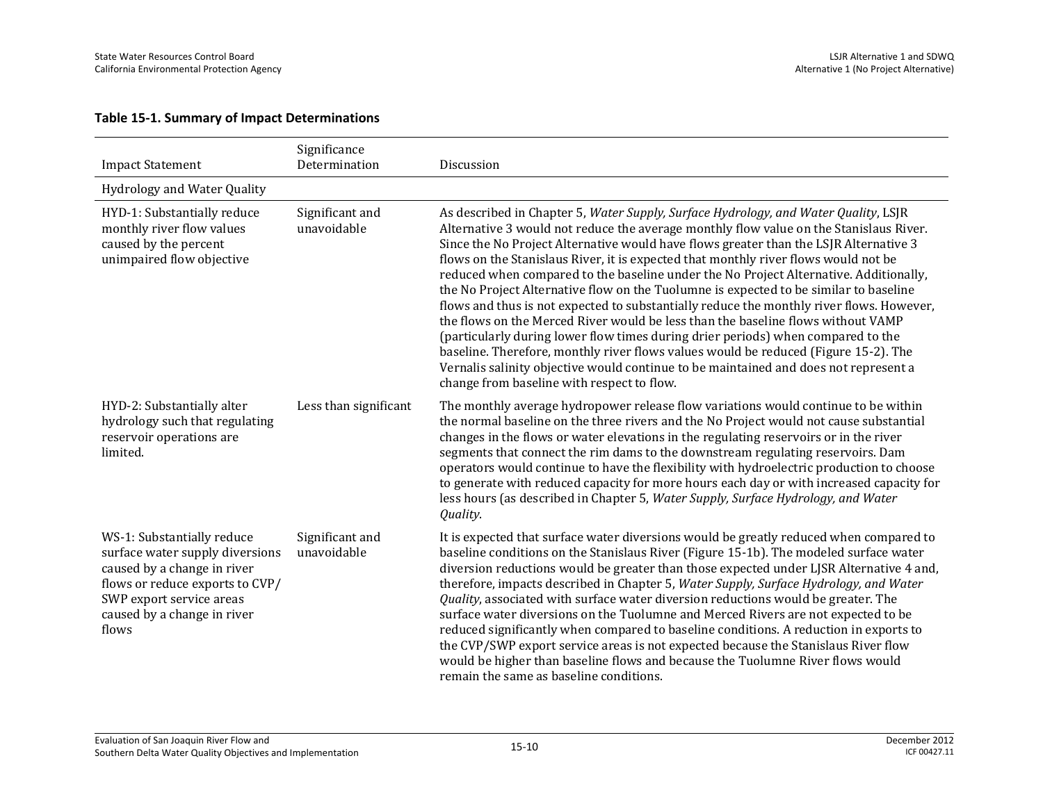**Table 15-1. Summary of Impact Determinations**

| Impact Statement | Significance Determination | Discussion |
|---|---|---|
| Hydrology and Water Quality | | |
| HYD-1: Substantially reduce monthly river flow values caused by the percent unimpaired flow objective | Significant and unavoidable | As described in Chapter 5, *Water Supply, Surface Hydrology, and Water Quality*, LSJR Alternative 3 would not reduce the average monthly flow value on the Stanislaus River. Since the No Project Alternative would have flows greater than the LSJR Alternative 3 flows on the Stanislaus River, it is expected that monthly river flows would not be reduced when compared to the baseline under the No Project Alternative. Additionally, the No Project Alternative flow on the Tuolumne is expected to be similar to baseline flows and thus is not expected to substantially reduce the monthly river flows. However, the flows on the Merced River would be less than the baseline flows without VAMP (particularly during lower flow times during drier periods) when compared to the baseline. Therefore, monthly river flows values would be reduced (Figure 15-2). The Vernalis salinity objective would continue to be maintained and does not represent a change from baseline with respect to flow. |
| HYD-2: Substantially alter hydrology such that regulating reservoir operations are limited. | Less than significant | The monthly average hydropower release flow variations would continue to be within the normal baseline on the three rivers and the No Project would not cause substantial changes in the flows or water elevations in the regulating reservoirs or in the river segments that connect the rim dams to the downstream regulating reservoirs. Dam operators would continue to have the flexibility with hydroelectric production to choose to generate with reduced capacity for more hours each day or with increased capacity for less hours (as described in Chapter 5, *Water Supply, Surface Hydrology, and Water Quality*. |
| WS-1: Substantially reduce surface water supply diversions caused by a change in river flows or reduce exports to CVP/ SWP export service areas caused by a change in river flows | Significant and unavoidable | It is expected that surface water diversions would be greatly reduced when compared to baseline conditions on the Stanislaus River (Figure 15-1b). The modeled surface water diversion reductions would be greater than those expected under LJSR Alternative 4 and, therefore, impacts described in Chapter 5, *Water Supply, Surface Hydrology, and Water Quality*, associated with surface water diversion reductions would be greater. The surface water diversions on the Tuolumne and Merced Rivers are not expected to be reduced significantly when compared to baseline conditions. A reduction in exports to the CVP/SWP export service areas is not expected because the Stanislaus River flow would be higher than baseline flows and because the Tuolumne River flows would remain the same as baseline conditions. |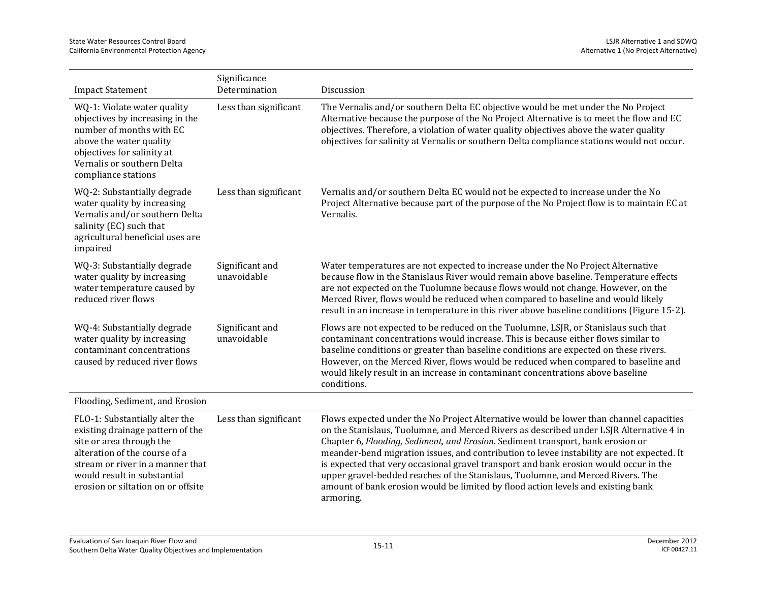| Impact Statement | Significance Determination | Discussion |
|---|---|---|
| WQ-1: Violate water quality objectives by increasing in the number of months with EC above the water quality objectives for salinity at Vernalis or southern Delta compliance stations | Less than significant | The Vernalis and/or southern Delta EC objective would be met under the No Project Alternative because the purpose of the No Project Alternative is to meet the flow and EC objectives. Therefore, a violation of water quality objectives above the water quality objectives for salinity at Vernalis or southern Delta compliance stations would not occur. |
| WQ-2: Substantially degrade water quality by increasing Vernalis and/or southern Delta salinity (EC) such that agricultural beneficial uses are impaired | Less than significant | Vernalis and/or southern Delta EC would not be expected to increase under the No Project Alternative because part of the purpose of the No Project flow is to maintain EC at Vernalis. |
| WQ-3: Substantially degrade water quality by increasing water temperature caused by reduced river flows | Significant and unavoidable | Water temperatures are not expected to increase under the No Project Alternative because flow in the Stanislaus River would remain above baseline. Temperature effects are not expected on the Tuolumne because flows would not change. However, on the Merced River, flows would be reduced when compared to baseline and would likely result in an increase in temperature in this river above baseline conditions (Figure 15-2). |
| WQ-4: Substantially degrade water quality by increasing contaminant concentrations caused by reduced river flows | Significant and unavoidable | Flows are not expected to be reduced on the Tuolumne, LSJR, or Stanislaus such that contaminant concentrations would increase. This is because either flows similar to baseline conditions or greater than baseline conditions are expected on these rivers. However, on the Merced River, flows would be reduced when compared to baseline and would likely result in an increase in contaminant concentrations above baseline conditions. |
| Flooding, Sediment, and Erosion | | |
| FLO-1: Substantially alter the existing drainage pattern of the site or area through the alteration of the course of a stream or river in a manner that would result in substantial erosion or siltation on or offsite | Less than significant | Flows expected under the No Project Alternative would be lower than channel capacities on the Stanislaus, Tuolumne, and Merced Rivers as described under LSJR Alternative 4 in Chapter 6, *Flooding, Sediment, and Erosion*. Sediment transport, bank erosion or meander-bend migration issues, and contribution to levee instability are not expected. It is expected that very occasional gravel transport and bank erosion would occur in the upper gravel-bedded reaches of the Stanislaus, Tuolumne, and Merced Rivers. The amount of bank erosion would be limited by flood action levels and existing bank armoring. |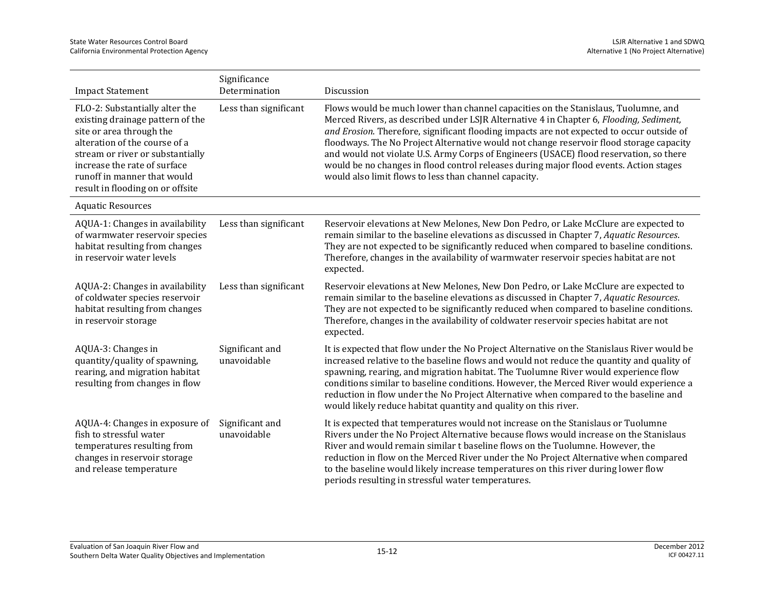| Impact Statement | Significance Determination | Discussion |
|---|---|---|
| FLO-2: Substantially alter the existing drainage pattern of the site or area through the alteration of the course of a stream or river or substantially increase the rate of surface runoff in manner that would result in flooding on or offsite | Less than significant | Flows would be much lower than channel capacities on the Stanislaus, Tuolumne, and Merced Rivers, as described under LSJR Alternative 4 in Chapter 6, *Flooding, Sediment, and Erosion.* Therefore, significant flooding impacts are not expected to occur outside of floodways. The No Project Alternative would not change reservoir flood storage capacity and would not violate U.S. Army Corps of Engineers (USACE) flood reservation, so there would be no changes in flood control releases during major flood events. Action stages would also limit flows to less than channel capacity. |
| Aquatic Resources | | |
| AQUA-1: Changes in availability of warmwater reservoir species habitat resulting from changes in reservoir water levels | Less than significant | Reservoir elevations at New Melones, New Don Pedro, or Lake McClure are expected to remain similar to the baseline elevations as discussed in Chapter 7, *Aquatic Resources*. They are not expected to be significantly reduced when compared to baseline conditions. Therefore, changes in the availability of warmwater reservoir species habitat are not expected. |
| AQUA-2: Changes in availability of coldwater species reservoir habitat resulting from changes in reservoir storage | Less than significant | Reservoir elevations at New Melones, New Don Pedro, or Lake McClure are expected to remain similar to the baseline elevations as discussed in Chapter 7, *Aquatic Resources*. They are not expected to be significantly reduced when compared to baseline conditions. Therefore, changes in the availability of coldwater reservoir species habitat are not expected. |
| AQUA-3: Changes in quantity/quality of spawning, rearing, and migration habitat resulting from changes in flow | Significant and unavoidable | It is expected that flow under the No Project Alternative on the Stanislaus River would be increased relative to the baseline flows and would not reduce the quantity and quality of spawning, rearing, and migration habitat. The Tuolumne River would experience flow conditions similar to baseline conditions. However, the Merced River would experience a reduction in flow under the No Project Alternative when compared to the baseline and would likely reduce habitat quantity and quality on this river. |
| AQUA-4: Changes in exposure of fish to stressful water temperatures resulting from changes in reservoir storage and release temperature | Significant and unavoidable | It is expected that temperatures would not increase on the Stanislaus or Tuolumne Rivers under the No Project Alternative because flows would increase on the Stanislaus River and would remain similar t baseline flows on the Tuolumne. However, the reduction in flow on the Merced River under the No Project Alternative when compared to the baseline would likely increase temperatures on this river during lower flow periods resulting in stressful water temperatures. |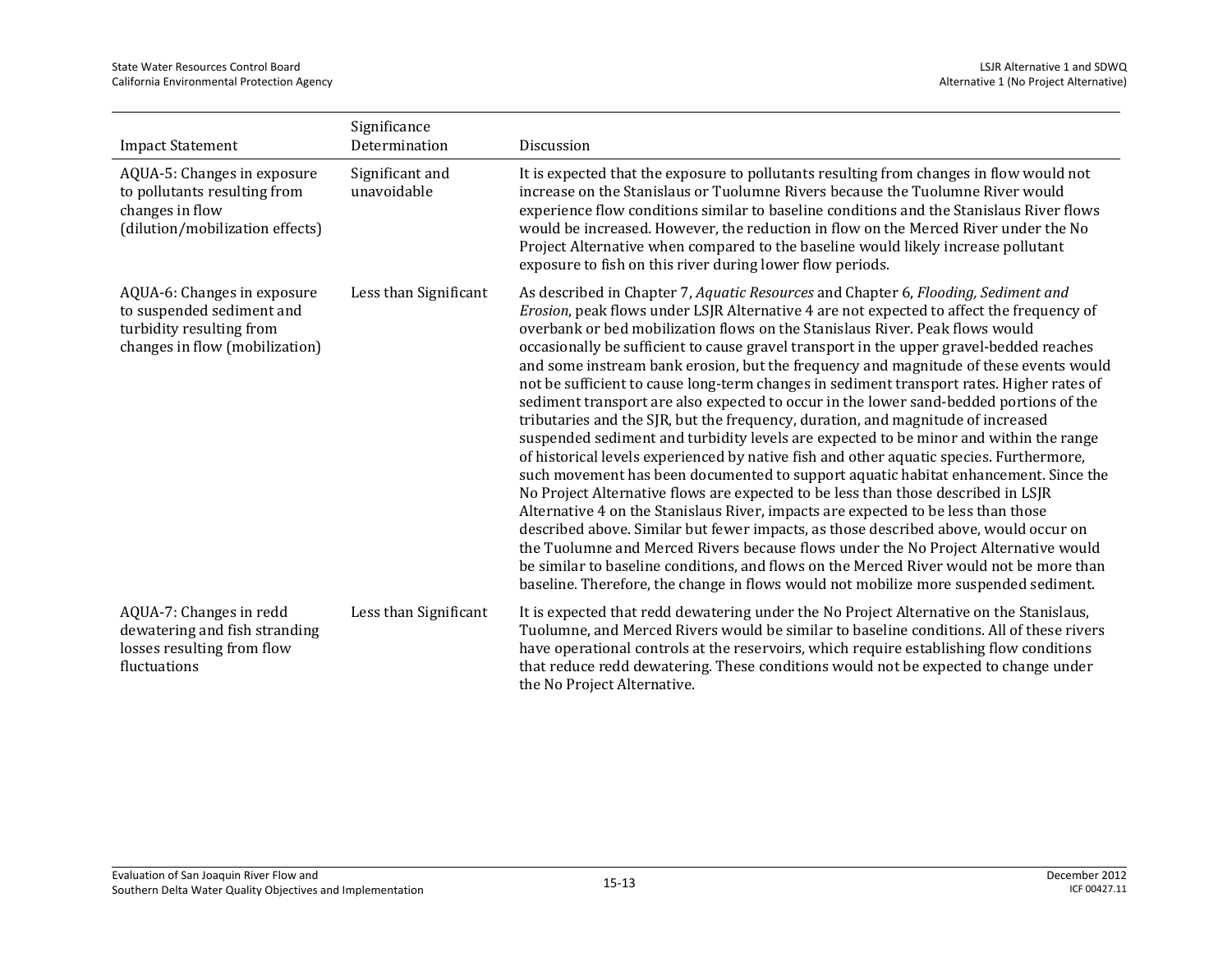| Impact Statement | Significance Determination | Discussion |
|---|---|---|
| AQUA-5: Changes in exposure to pollutants resulting from changes in flow (dilution/mobilization effects) | Significant and unavoidable | It is expected that the exposure to pollutants resulting from changes in flow would not increase on the Stanislaus or Tuolumne Rivers because the Tuolumne River would experience flow conditions similar to baseline conditions and the Stanislaus River flows would be increased. However, the reduction in flow on the Merced River under the No Project Alternative when compared to the baseline would likely increase pollutant exposure to fish on this river during lower flow periods. |
| AQUA-6: Changes in exposure to suspended sediment and turbidity resulting from changes in flow (mobilization) | Less than Significant | As described in Chapter 7, *Aquatic Resources* and Chapter 6, *Flooding, Sediment and Erosion*, peak flows under LSJR Alternative 4 are not expected to affect the frequency of overbank or bed mobilization flows on the Stanislaus River. Peak flows would occasionally be sufficient to cause gravel transport in the upper gravel-bedded reaches and some instream bank erosion, but the frequency and magnitude of these events would not be sufficient to cause long-term changes in sediment transport rates. Higher rates of sediment transport are also expected to occur in the lower sand-bedded portions of the tributaries and the SJR, but the frequency, duration, and magnitude of increased suspended sediment and turbidity levels are expected to be minor and within the range of historical levels experienced by native fish and other aquatic species. Furthermore, such movement has been documented to support aquatic habitat enhancement. Since the No Project Alternative flows are expected to be less than those described in LSJR Alternative 4 on the Stanislaus River, impacts are expected to be less than those described above. Similar but fewer impacts, as those described above, would occur on the Tuolumne and Merced Rivers because flows under the No Project Alternative would be similar to baseline conditions, and flows on the Merced River would not be more than baseline. Therefore, the change in flows would not mobilize more suspended sediment. |
| AQUA-7: Changes in redd dewatering and fish stranding losses resulting from flow fluctuations | Less than Significant | It is expected that redd dewatering under the No Project Alternative on the Stanislaus, Tuolumne, and Merced Rivers would be similar to baseline conditions. All of these rivers have operational controls at the reservoirs, which require establishing flow conditions that reduce redd dewatering. These conditions would not be expected to change under the No Project Alternative. |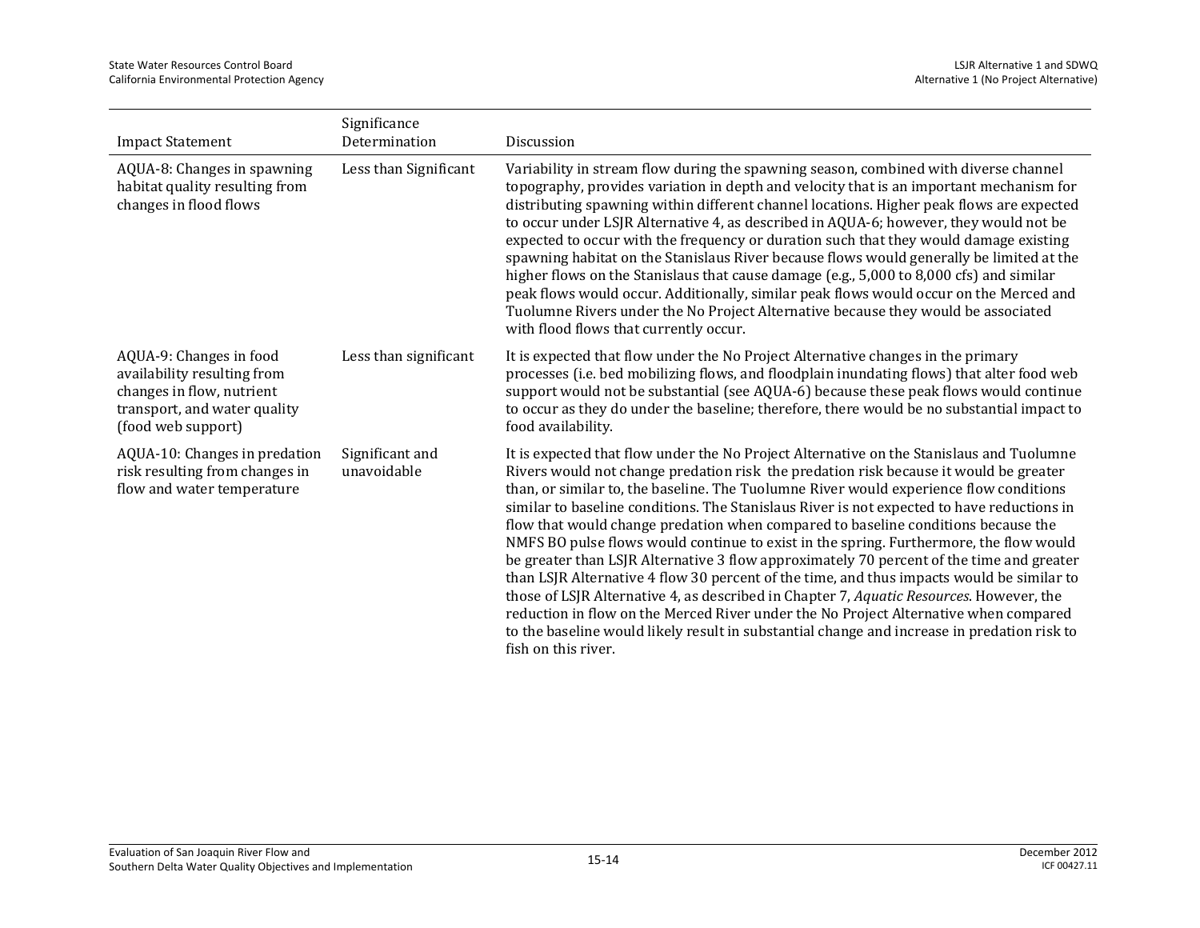| Impact Statement | Significance Determination | Discussion |
|---|---|---|
| AQUA-8: Changes in spawning habitat quality resulting from changes in flood flows | Less than Significant | Variability in stream flow during the spawning season, combined with diverse channel topography, provides variation in depth and velocity that is an important mechanism for distributing spawning within different channel locations. Higher peak flows are expected to occur under LSJR Alternative 4, as described in AQUA-6; however, they would not be expected to occur with the frequency or duration such that they would damage existing spawning habitat on the Stanislaus River because flows would generally be limited at the higher flows on the Stanislaus that cause damage (e.g., 5,000 to 8,000 cfs) and similar peak flows would occur. Additionally, similar peak flows would occur on the Merced and Tuolumne Rivers under the No Project Alternative because they would be associated with flood flows that currently occur. |
| AQUA-9: Changes in food availability resulting from changes in flow, nutrient transport, and water quality (food web support) | Less than significant | It is expected that flow under the No Project Alternative changes in the primary processes (i.e. bed mobilizing flows, and floodplain inundating flows) that alter food web support would not be substantial (see AQUA-6) because these peak flows would continue to occur as they do under the baseline; therefore, there would be no substantial impact to food availability. |
| AQUA-10: Changes in predation risk resulting from changes in flow and water temperature | Significant and unavoidable | It is expected that flow under the No Project Alternative on the Stanislaus and Tuolumne Rivers would not change predation risk the predation risk because it would be greater than, or similar to, the baseline. The Tuolumne River would experience flow conditions similar to baseline conditions. The Stanislaus River is not expected to have reductions in flow that would change predation when compared to baseline conditions because the NMFS BO pulse flows would continue to exist in the spring. Furthermore, the flow would be greater than LSJR Alternative 3 flow approximately 70 percent of the time and greater than LSJR Alternative 4 flow 30 percent of the time, and thus impacts would be similar to those of LSJR Alternative 4, as described in Chapter 7, *Aquatic Resources*. However, the reduction in flow on the Merced River under the No Project Alternative when compared to the baseline would likely result in substantial change and increase in predation risk to fish on this river. |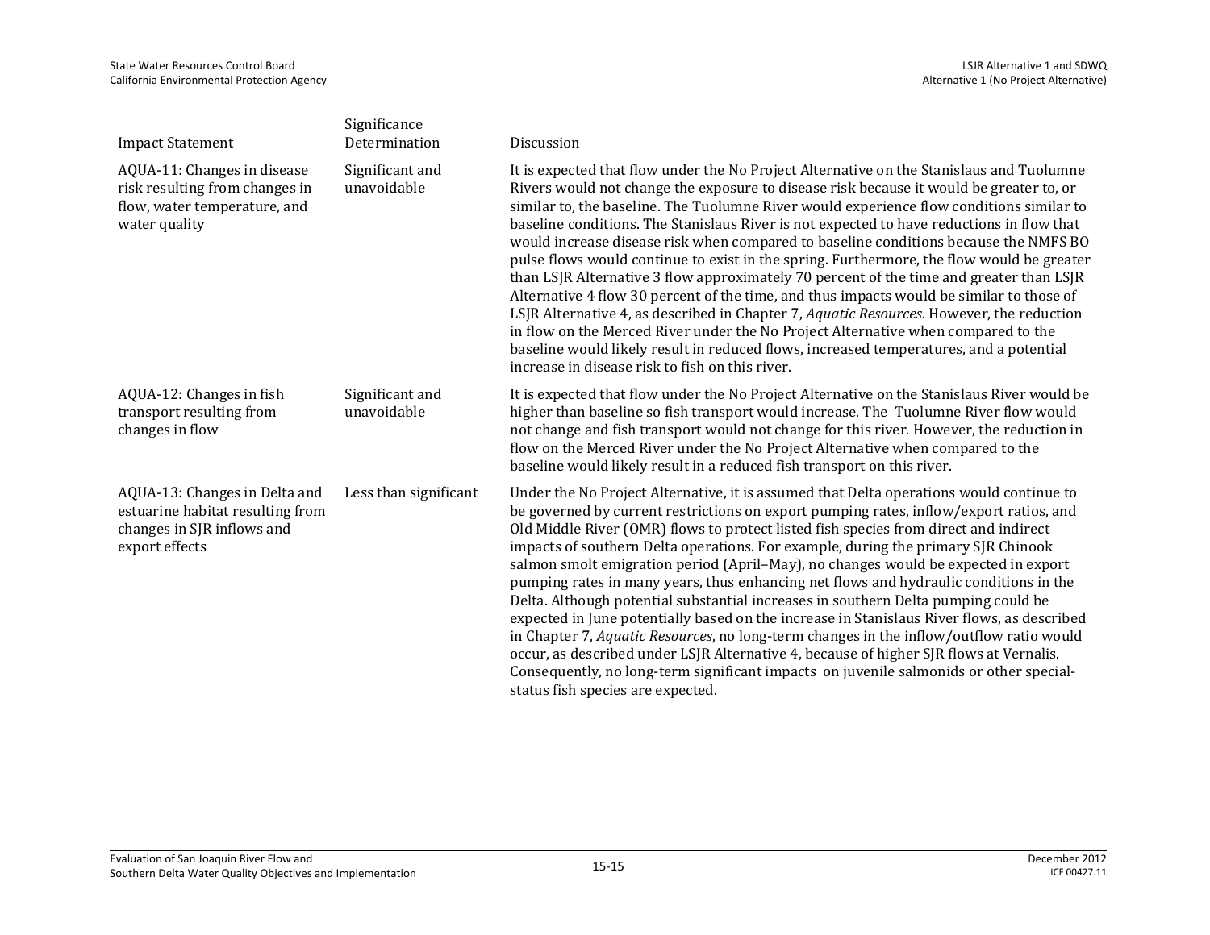| Impact Statement | Significance Determination | Discussion |
|---|---|---|
| AQUA-11: Changes in disease risk resulting from changes in flow, water temperature, and water quality | Significant and unavoidable | It is expected that flow under the No Project Alternative on the Stanislaus and Tuolumne Rivers would not change the exposure to disease risk because it would be greater to, or similar to, the baseline. The Tuolumne River would experience flow conditions similar to baseline conditions. The Stanislaus River is not expected to have reductions in flow that would increase disease risk when compared to baseline conditions because the NMFS BO pulse flows would continue to exist in the spring. Furthermore, the flow would be greater than LSJR Alternative 3 flow approximately 70 percent of the time and greater than LSJR Alternative 4 flow 30 percent of the time, and thus impacts would be similar to those of LSJR Alternative 4, as described in Chapter 7, *Aquatic Resources*. However, the reduction in flow on the Merced River under the No Project Alternative when compared to the baseline would likely result in reduced flows, increased temperatures, and a potential increase in disease risk to fish on this river. |
| AQUA-12: Changes in fish transport resulting from changes in flow | Significant and unavoidable | It is expected that flow under the No Project Alternative on the Stanislaus River would be higher than baseline so fish transport would increase. The Tuolumne River flow would not change and fish transport would not change for this river. However, the reduction in flow on the Merced River under the No Project Alternative when compared to the baseline would likely result in a reduced fish transport on this river. |
| AQUA-13: Changes in Delta and estuarine habitat resulting from changes in SJR inflows and export effects | Less than significant | Under the No Project Alternative, it is assumed that Delta operations would continue to be governed by current restrictions on export pumping rates, inflow/export ratios, and Old Middle River (OMR) flows to protect listed fish species from direct and indirect impacts of southern Delta operations. For example, during the primary SJR Chinook salmon smolt emigration period (April–May), no changes would be expected in export pumping rates in many years, thus enhancing net flows and hydraulic conditions in the Delta. Although potential substantial increases in southern Delta pumping could be expected in June potentially based on the increase in Stanislaus River flows, as described in Chapter 7, *Aquatic Resources*, no long-term changes in the inflow/outflow ratio would occur, as described under LSJR Alternative 4, because of higher SJR flows at Vernalis. Consequently, no long-term significant impacts on juvenile salmonids or other special-status fish species are expected. |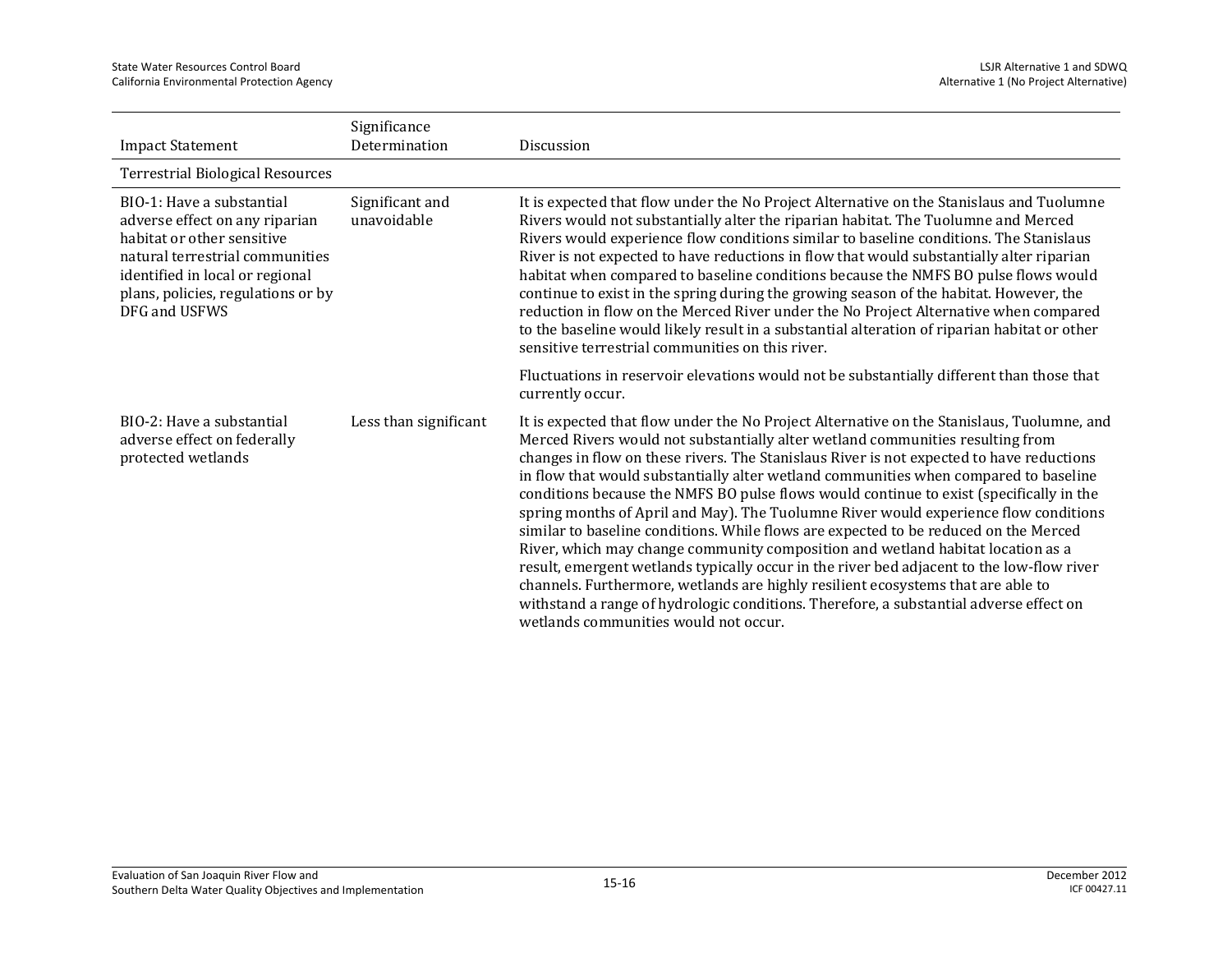| Impact Statement | Significance Determination | Discussion |
|---|---|---|
| Terrestrial Biological Resources | | |
| BIO-1: Have a substantial adverse effect on any riparian habitat or other sensitive natural terrestrial communities identified in local or regional plans, policies, regulations or by DFG and USFWS | Significant and unavoidable | It is expected that flow under the No Project Alternative on the Stanislaus and Tuolumne Rivers would not substantially alter the riparian habitat. The Tuolumne and Merced Rivers would experience flow conditions similar to baseline conditions. The Stanislaus River is not expected to have reductions in flow that would substantially alter riparian habitat when compared to baseline conditions because the NMFS BO pulse flows would continue to exist in the spring during the growing season of the habitat. However, the reduction in flow on the Merced River under the No Project Alternative when compared to the baseline would likely result in a substantial alteration of riparian habitat or other sensitive terrestrial communities on this river.<br><br>Fluctuations in reservoir elevations would not be substantially different than those that currently occur. |
| BIO-2: Have a substantial adverse effect on federally protected wetlands | Less than significant | It is expected that flow under the No Project Alternative on the Stanislaus, Tuolumne, and Merced Rivers would not substantially alter wetland communities resulting from changes in flow on these rivers. The Stanislaus River is not expected to have reductions in flow that would substantially alter wetland communities when compared to baseline conditions because the NMFS BO pulse flows would continue to exist (specifically in the spring months of April and May). The Tuolumne River would experience flow conditions similar to baseline conditions. While flows are expected to be reduced on the Merced River, which may change community composition and wetland habitat location as a result, emergent wetlands typically occur in the river bed adjacent to the low-flow river channels. Furthermore, wetlands are highly resilient ecosystems that are able to withstand a range of hydrologic conditions. Therefore, a substantial adverse effect on wetlands communities would not occur. |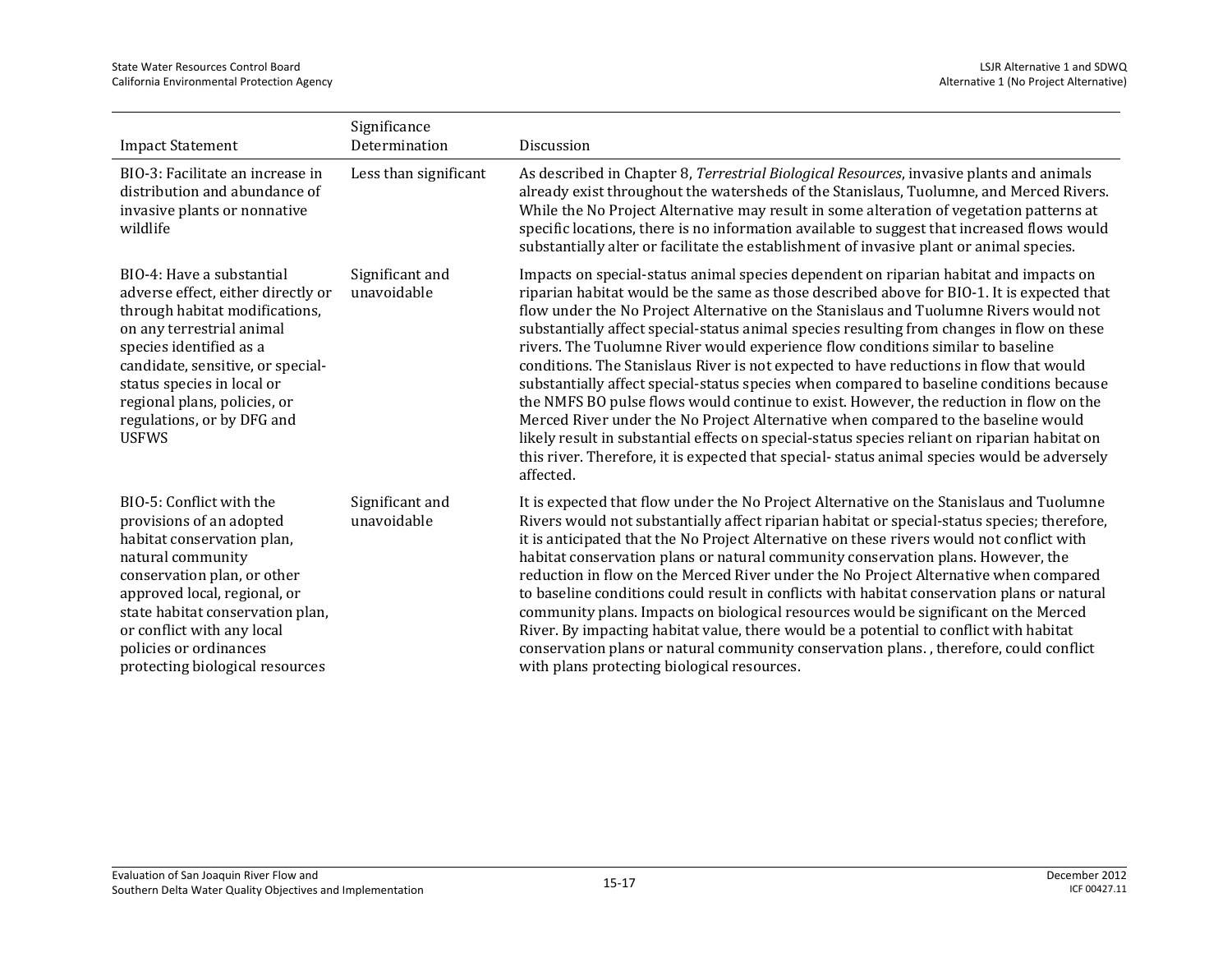| Impact Statement | Significance Determination | Discussion |
|---|---|---|
| BIO-3: Facilitate an increase in distribution and abundance of invasive plants or nonnative wildlife | Less than significant | As described in Chapter 8, *Terrestrial Biological Resources*, invasive plants and animals already exist throughout the watersheds of the Stanislaus, Tuolumne, and Merced Rivers. While the No Project Alternative may result in some alteration of vegetation patterns at specific locations, there is no information available to suggest that increased flows would substantially alter or facilitate the establishment of invasive plant or animal species. |
| BIO-4: Have a substantial adverse effect, either directly or through habitat modifications, on any terrestrial animal species identified as a candidate, sensitive, or special-status species in local or regional plans, policies, or regulations, or by DFG and USFWS | Significant and unavoidable | Impacts on special-status animal species dependent on riparian habitat and impacts on riparian habitat would be the same as those described above for BIO-1. It is expected that flow under the No Project Alternative on the Stanislaus and Tuolumne Rivers would not substantially affect special-status animal species resulting from changes in flow on these rivers. The Tuolumne River would experience flow conditions similar to baseline conditions. The Stanislaus River is not expected to have reductions in flow that would substantially affect special-status species when compared to baseline conditions because the NMFS BO pulse flows would continue to exist. However, the reduction in flow on the Merced River under the No Project Alternative when compared to the baseline would likely result in substantial effects on special-status species reliant on riparian habitat on this river. Therefore, it is expected that special- status animal species would be adversely affected. |
| BIO-5: Conflict with the provisions of an adopted habitat conservation plan, natural community conservation plan, or other approved local, regional, or state habitat conservation plan, or conflict with any local policies or ordinances protecting biological resources | Significant and unavoidable | It is expected that flow under the No Project Alternative on the Stanislaus and Tuolumne Rivers would not substantially affect riparian habitat or special-status species; therefore, it is anticipated that the No Project Alternative on these rivers would not conflict with habitat conservation plans or natural community conservation plans. However, the reduction in flow on the Merced River under the No Project Alternative when compared to baseline conditions could result in conflicts with habitat conservation plans or natural community plans. Impacts on biological resources would be significant on the Merced River. By impacting habitat value, there would be a potential to conflict with habitat conservation plans or natural community conservation plans. , therefore, could conflict with plans protecting biological resources. |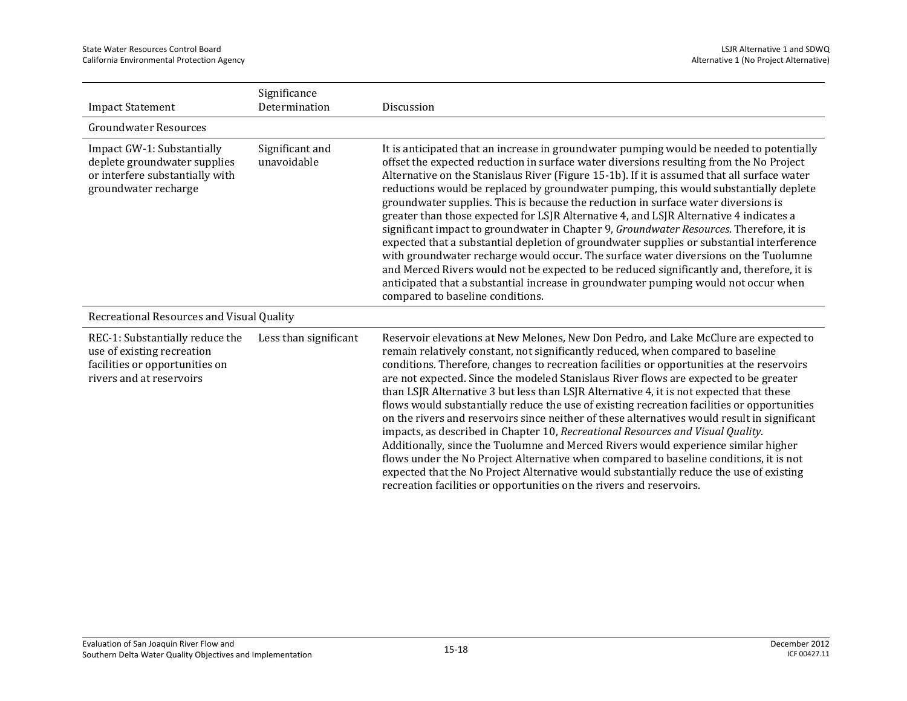| Impact Statement | Significance Determination | Discussion |
|---|---|---|
| Groundwater Resources | | |
| Impact GW-1: Substantially deplete groundwater supplies or interfere substantially with groundwater recharge | Significant and unavoidable | It is anticipated that an increase in groundwater pumping would be needed to potentially offset the expected reduction in surface water diversions resulting from the No Project Alternative on the Stanislaus River (Figure 15-1b). If it is assumed that all surface water reductions would be replaced by groundwater pumping, this would substantially deplete groundwater supplies. This is because the reduction in surface water diversions is greater than those expected for LSJR Alternative 4, and LSJR Alternative 4 indicates a significant impact to groundwater in Chapter 9, *Groundwater Resources*. Therefore, it is expected that a substantial depletion of groundwater supplies or substantial interference with groundwater recharge would occur. The surface water diversions on the Tuolumne and Merced Rivers would not be expected to be reduced significantly and, therefore, it is anticipated that a substantial increase in groundwater pumping would not occur when compared to baseline conditions. |
| Recreational Resources and Visual Quality | | |
| REC-1: Substantially reduce the use of existing recreation facilities or opportunities on rivers and at reservoirs | Less than significant | Reservoir elevations at New Melones, New Don Pedro, and Lake McClure are expected to remain relatively constant, not significantly reduced, when compared to baseline conditions. Therefore, changes to recreation facilities or opportunities at the reservoirs are not expected. Since the modeled Stanislaus River flows are expected to be greater than LSJR Alternative 3 but less than LSJR Alternative 4, it is not expected that these flows would substantially reduce the use of existing recreation facilities or opportunities on the rivers and reservoirs since neither of these alternatives would result in significant impacts, as described in Chapter 10, *Recreational Resources and Visual Quality*. Additionally, since the Tuolumne and Merced Rivers would experience similar higher flows under the No Project Alternative when compared to baseline conditions, it is not expected that the No Project Alternative would substantially reduce the use of existing recreation facilities or opportunities on the rivers and reservoirs. |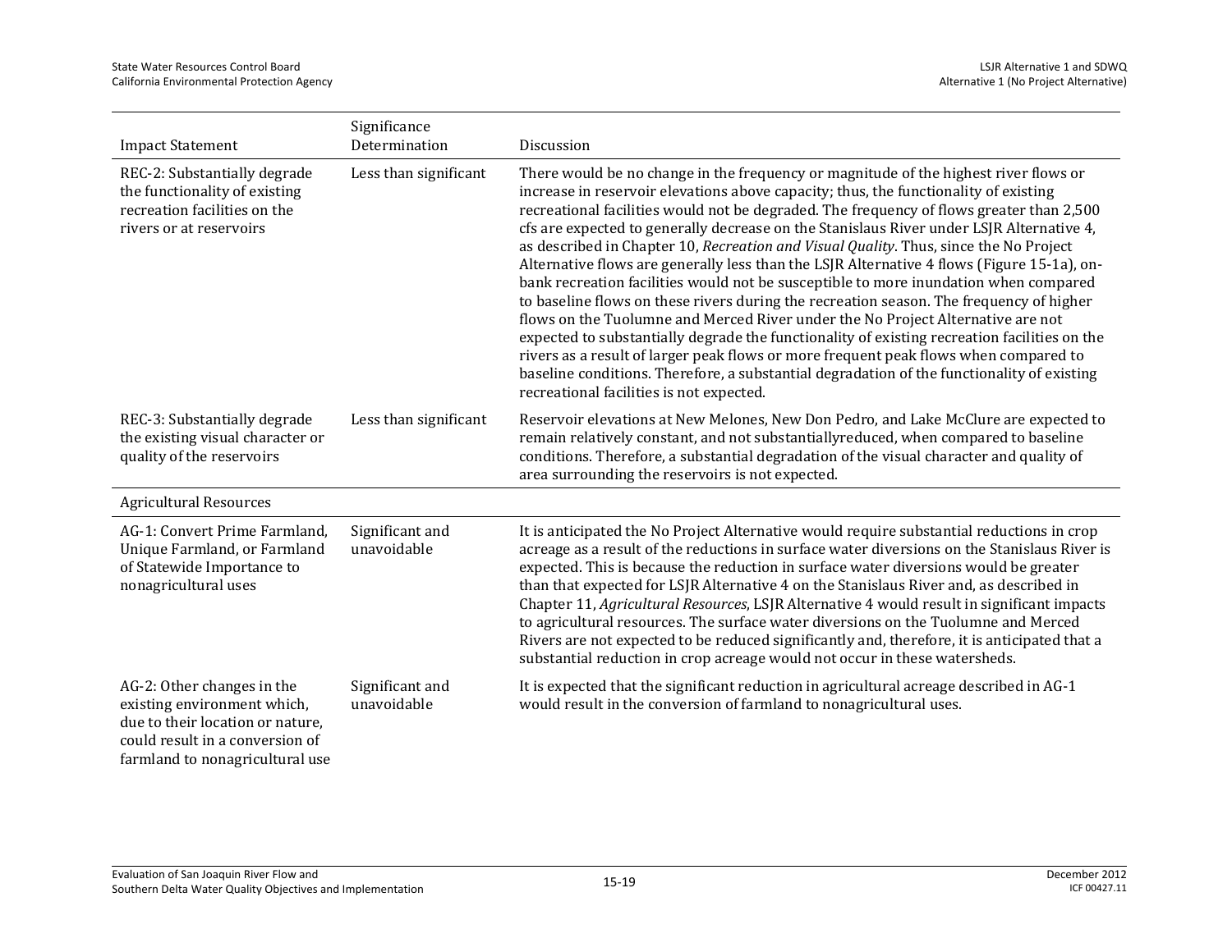| Impact Statement | Significance Determination | Discussion |
|---|---|---|
| REC-2: Substantially degrade the functionality of existing recreation facilities on the rivers or at reservoirs | Less than significant | There would be no change in the frequency or magnitude of the highest river flows or increase in reservoir elevations above capacity; thus, the functionality of existing recreational facilities would not be degraded. The frequency of flows greater than 2,500 cfs are expected to generally decrease on the Stanislaus River under LSJR Alternative 4, as described in Chapter 10, *Recreation and Visual Quality*. Thus, since the No Project Alternative flows are generally less than the LSJR Alternative 4 flows (Figure 15-1a), on-bank recreation facilities would not be susceptible to more inundation when compared to baseline flows on these rivers during the recreation season. The frequency of higher flows on the Tuolumne and Merced River under the No Project Alternative are not expected to substantially degrade the functionality of existing recreation facilities on the rivers as a result of larger peak flows or more frequent peak flows when compared to baseline conditions. Therefore, a substantial degradation of the functionality of existing recreational facilities is not expected. |
| REC-3: Substantially degrade the existing visual character or quality of the reservoirs | Less than significant | Reservoir elevations at New Melones, New Don Pedro, and Lake McClure are expected to remain relatively constant, and not substantiallyreduced, when compared to baseline conditions. Therefore, a substantial degradation of the visual character and quality of area surrounding the reservoirs is not expected. |
| Agricultural Resources | | |
| AG-1: Convert Prime Farmland, Unique Farmland, or Farmland of Statewide Importance to nonagricultural uses | Significant and unavoidable | It is anticipated the No Project Alternative would require substantial reductions in crop acreage as a result of the reductions in surface water diversions on the Stanislaus River is expected. This is because the reduction in surface water diversions would be greater than that expected for LSJR Alternative 4 on the Stanislaus River and, as described in Chapter 11, *Agricultural Resources*, LSJR Alternative 4 would result in significant impacts to agricultural resources. The surface water diversions on the Tuolumne and Merced Rivers are not expected to be reduced significantly and, therefore, it is anticipated that a substantial reduction in crop acreage would not occur in these watersheds. |
| AG-2: Other changes in the existing environment which, due to their location or nature, could result in a conversion of farmland to nonagricultural use | Significant and unavoidable | It is expected that the significant reduction in agricultural acreage described in AG-1 would result in the conversion of farmland to nonagricultural uses. |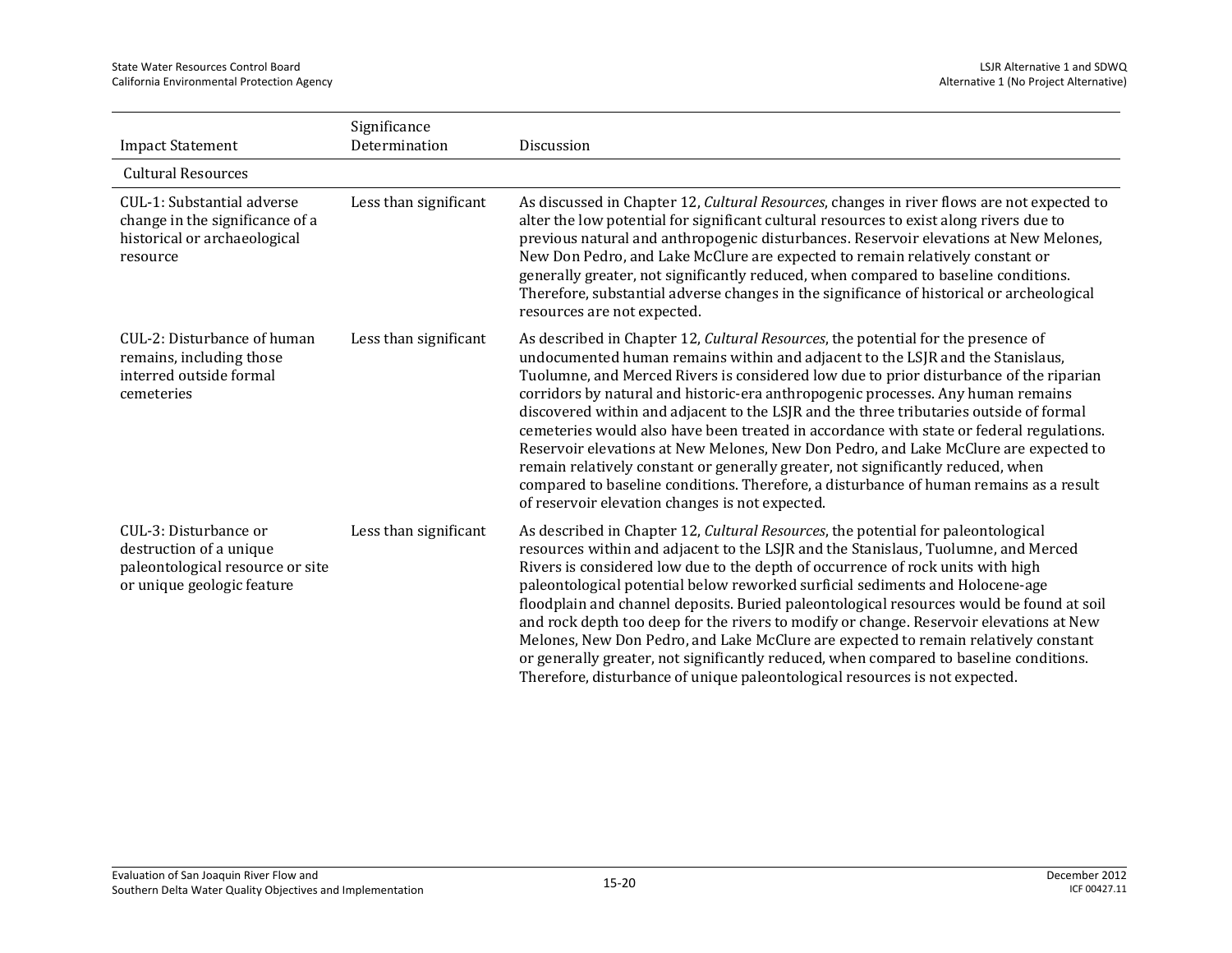| Impact Statement | Significance Determination | Discussion |
|---|---|---|
| Cultural Resources | | |
| CUL-1: Substantial adverse change in the significance of a historical or archaeological resource | Less than significant | As discussed in Chapter 12, *Cultural Resources*, changes in river flows are not expected to alter the low potential for significant cultural resources to exist along rivers due to previous natural and anthropogenic disturbances. Reservoir elevations at New Melones, New Don Pedro, and Lake McClure are expected to remain relatively constant or generally greater, not significantly reduced, when compared to baseline conditions. Therefore, substantial adverse changes in the significance of historical or archeological resources are not expected. |
| CUL-2: Disturbance of human remains, including those interred outside formal cemeteries | Less than significant | As described in Chapter 12, *Cultural Resources*, the potential for the presence of undocumented human remains within and adjacent to the LSJR and the Stanislaus, Tuolumne, and Merced Rivers is considered low due to prior disturbance of the riparian corridors by natural and historic-era anthropogenic processes. Any human remains discovered within and adjacent to the LSJR and the three tributaries outside of formal cemeteries would also have been treated in accordance with state or federal regulations. Reservoir elevations at New Melones, New Don Pedro, and Lake McClure are expected to remain relatively constant or generally greater, not significantly reduced, when compared to baseline conditions. Therefore, a disturbance of human remains as a result of reservoir elevation changes is not expected. |
| CUL-3: Disturbance or destruction of a unique paleontological resource or site or unique geologic feature | Less than significant | As described in Chapter 12, *Cultural Resources*, the potential for paleontological resources within and adjacent to the LSJR and the Stanislaus, Tuolumne, and Merced Rivers is considered low due to the depth of occurrence of rock units with high paleontological potential below reworked surficial sediments and Holocene-age floodplain and channel deposits. Buried paleontological resources would be found at soil and rock depth too deep for the rivers to modify or change. Reservoir elevations at New Melones, New Don Pedro, and Lake McClure are expected to remain relatively constant or generally greater, not significantly reduced, when compared to baseline conditions. Therefore, disturbance of unique paleontological resources is not expected. |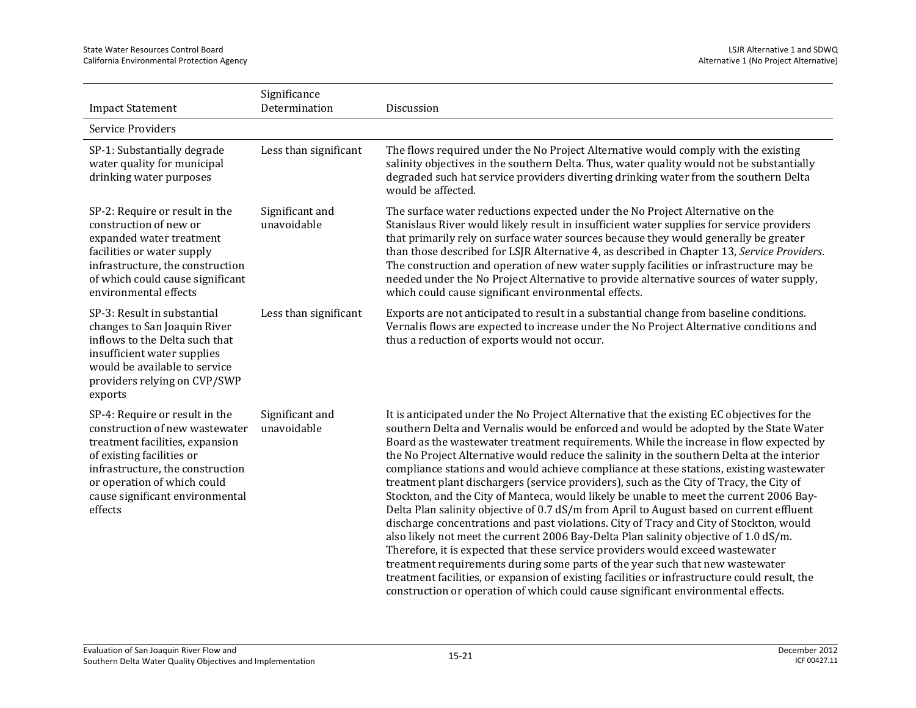| Impact Statement | Significance Determination | Discussion |
|---|---|---|
| Service Providers | | |
| SP-1: Substantially degrade water quality for municipal drinking water purposes | Less than significant | The flows required under the No Project Alternative would comply with the existing salinity objectives in the southern Delta. Thus, water quality would not be substantially degraded such hat service providers diverting drinking water from the southern Delta would be affected. |
| SP-2: Require or result in the construction of new or expanded water treatment facilities or water supply infrastructure, the construction of which could cause significant environmental effects | Significant and unavoidable | The surface water reductions expected under the No Project Alternative on the Stanislaus River would likely result in insufficient water supplies for service providers that primarily rely on surface water sources because they would generally be greater than those described for LSJR Alternative 4, as described in Chapter 13, *Service Providers*. The construction and operation of new water supply facilities or infrastructure may be needed under the No Project Alternative to provide alternative sources of water supply, which could cause significant environmental effects. |
| SP-3: Result in substantial changes to San Joaquin River inflows to the Delta such that insufficient water supplies would be available to service providers relying on CVP/SWP exports | Less than significant | Exports are not anticipated to result in a substantial change from baseline conditions. Vernalis flows are expected to increase under the No Project Alternative conditions and thus a reduction of exports would not occur. |
| SP-4: Require or result in the construction of new wastewater treatment facilities, expansion of existing facilities or infrastructure, the construction or operation of which could cause significant environmental effects | Significant and unavoidable | It is anticipated under the No Project Alternative that the existing EC objectives for the southern Delta and Vernalis would be enforced and would be adopted by the State Water Board as the wastewater treatment requirements. While the increase in flow expected by the No Project Alternative would reduce the salinity in the southern Delta at the interior compliance stations and would achieve compliance at these stations, existing wastewater treatment plant dischargers (service providers), such as the City of Tracy, the City of Stockton, and the City of Manteca, would likely be unable to meet the current 2006 Bay-Delta Plan salinity objective of 0.7 dS/m from April to August based on current effluent discharge concentrations and past violations. City of Tracy and City of Stockton, would also likely not meet the current 2006 Bay-Delta Plan salinity objective of 1.0 dS/m. Therefore, it is expected that these service providers would exceed wastewater treatment requirements during some parts of the year such that new wastewater treatment facilities, or expansion of existing facilities or infrastructure could result, the construction or operation of which could cause significant environmental effects. |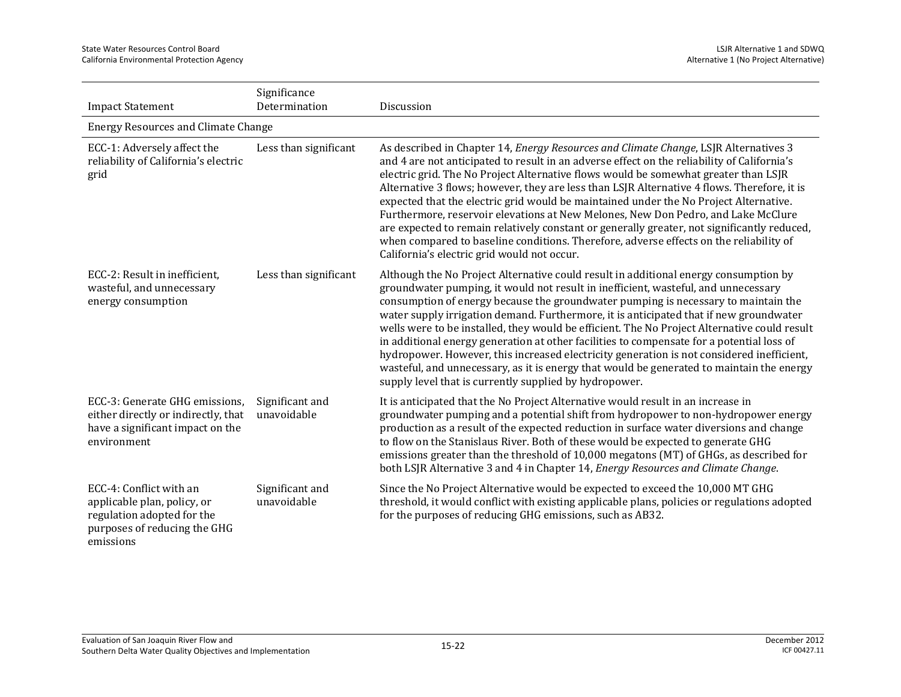| Impact Statement | Significance Determination | Discussion |
|---|---|---|
| Energy Resources and Climate Change | | |
| ECC-1: Adversely affect the reliability of California's electric grid | Less than significant | As described in Chapter 14, *Energy Resources and Climate Change*, LSJR Alternatives 3 and 4 are not anticipated to result in an adverse effect on the reliability of California's electric grid. The No Project Alternative flows would be somewhat greater than LSJR Alternative 3 flows; however, they are less than LSJR Alternative 4 flows. Therefore, it is expected that the electric grid would be maintained under the No Project Alternative. Furthermore, reservoir elevations at New Melones, New Don Pedro, and Lake McClure are expected to remain relatively constant or generally greater, not significantly reduced, when compared to baseline conditions. Therefore, adverse effects on the reliability of California's electric grid would not occur. |
| ECC-2: Result in inefficient, wasteful, and unnecessary energy consumption | Less than significant | Although the No Project Alternative could result in additional energy consumption by groundwater pumping, it would not result in inefficient, wasteful, and unnecessary consumption of energy because the groundwater pumping is necessary to maintain the water supply irrigation demand. Furthermore, it is anticipated that if new groundwater wells were to be installed, they would be efficient. The No Project Alternative could result in additional energy generation at other facilities to compensate for a potential loss of hydropower. However, this increased electricity generation is not considered inefficient, wasteful, and unnecessary, as it is energy that would be generated to maintain the energy supply level that is currently supplied by hydropower. |
| ECC-3: Generate GHG emissions, either directly or indirectly, that have a significant impact on the environment | Significant and unavoidable | It is anticipated that the No Project Alternative would result in an increase in groundwater pumping and a potential shift from hydropower to non-hydropower energy production as a result of the expected reduction in surface water diversions and change to flow on the Stanislaus River. Both of these would be expected to generate GHG emissions greater than the threshold of 10,000 megatons (MT) of GHGs, as described for both LSJR Alternative 3 and 4 in Chapter 14, *Energy Resources and Climate Change*. |
| ECC-4: Conflict with an applicable plan, policy, or regulation adopted for the purposes of reducing the GHG emissions | Significant and unavoidable | Since the No Project Alternative would be expected to exceed the 10,000 MT GHG threshold, it would conflict with existing applicable plans, policies or regulations adopted for the purposes of reducing GHG emissions, such as AB32. |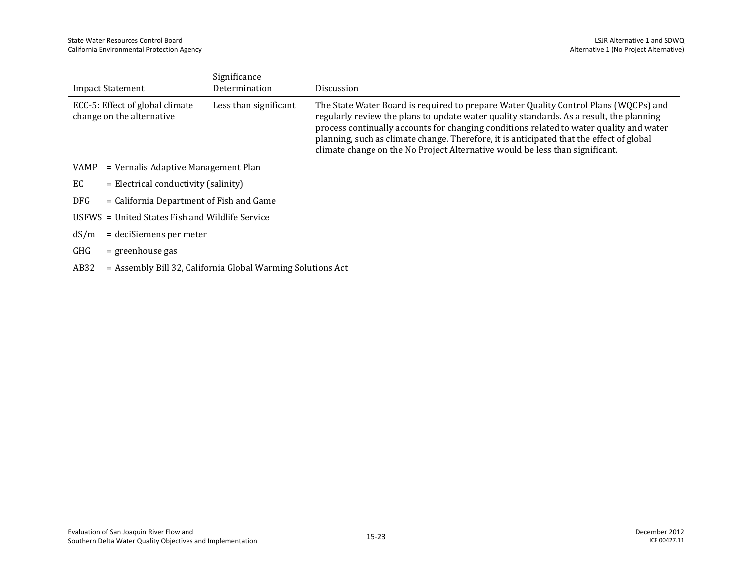| Impact Statement | Significance Determination | Discussion |
|---|---|---|
| ECC-5: Effect of global climate change on the alternative | Less than significant | The State Water Board is required to prepare Water Quality Control Plans (WQCPs) and regularly review the plans to update water quality standards. As a result, the planning process continually accounts for changing conditions related to water quality and water planning, such as climate change. Therefore, it is anticipated that the effect of global climate change on the No Project Alternative would be less than significant. |

VAMP = Vernalis Adaptive Management Plan

EC = Electrical conductivity (salinity)

DFG = California Department of Fish and Game

USFWS = United States Fish and Wildlife Service

dS/m = deciSiemens per meter

GHG = greenhouse gas

AB32 = Assembly Bill 32, California Global Warming Solutions Act